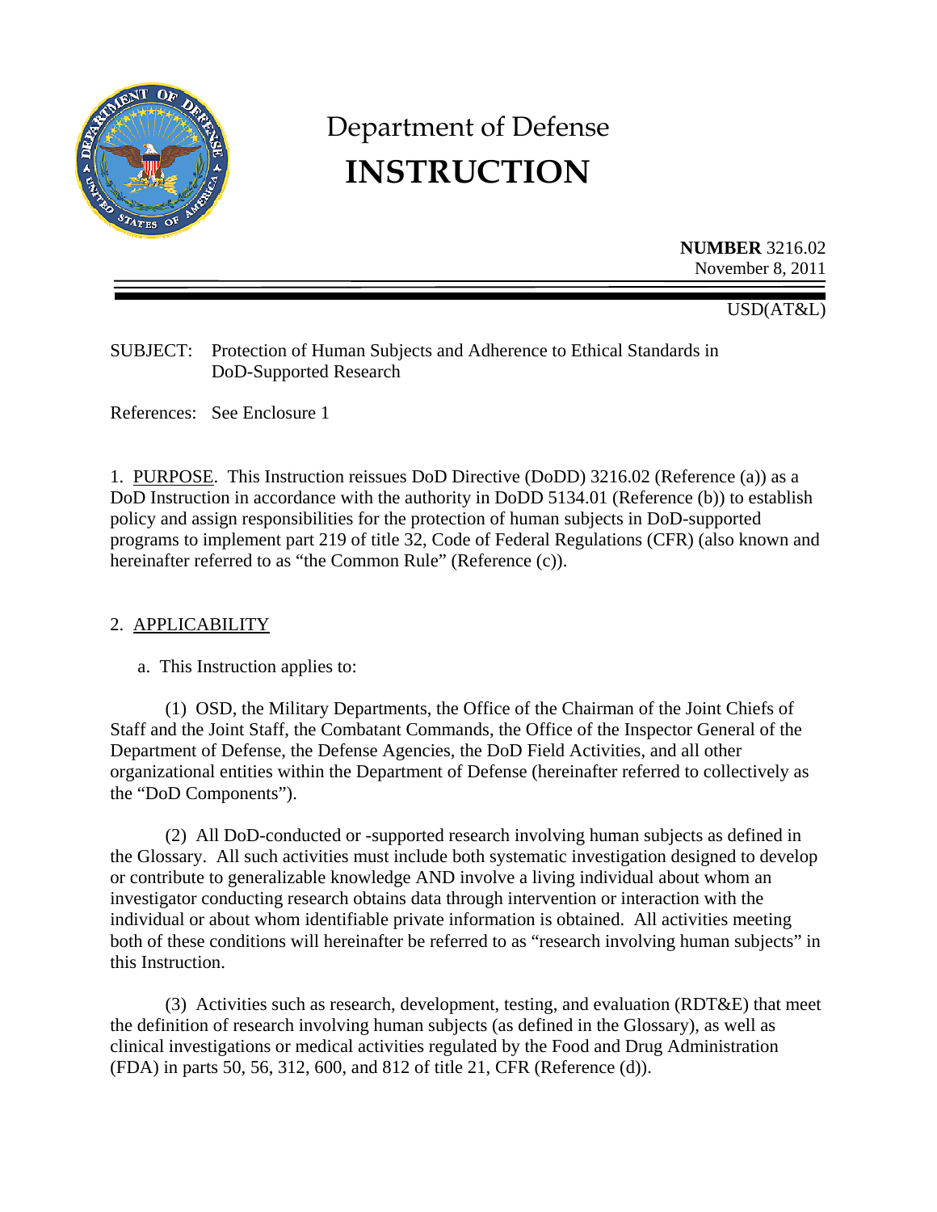# Department of Defense
# INSTRUCTION

**NUMBER** 3216.02
November 8, 2011

USD(AT&L)

SUBJECT: Protection of Human Subjects and Adherence to Ethical Standards in DoD-Supported Research

References: See Enclosure 1

1. PURPOSE. This Instruction reissues DoD Directive (DoDD) 3216.02 (Reference (a)) as a DoD Instruction in accordance with the authority in DoDD 5134.01 (Reference (b)) to establish policy and assign responsibilities for the protection of human subjects in DoD-supported programs to implement part 219 of title 32, Code of Federal Regulations (CFR) (also known and hereinafter referred to as "the Common Rule" (Reference (c)).

2. APPLICABILITY

a. This Instruction applies to:

(1) OSD, the Military Departments, the Office of the Chairman of the Joint Chiefs of Staff and the Joint Staff, the Combatant Commands, the Office of the Inspector General of the Department of Defense, the Defense Agencies, the DoD Field Activities, and all other organizational entities within the Department of Defense (hereinafter referred to collectively as the "DoD Components").

(2) All DoD-conducted or -supported research involving human subjects as defined in the Glossary. All such activities must include both systematic investigation designed to develop or contribute to generalizable knowledge AND involve a living individual about whom an investigator conducting research obtains data through intervention or interaction with the individual or about whom identifiable private information is obtained. All activities meeting both of these conditions will hereinafter be referred to as "research involving human subjects" in this Instruction.

(3) Activities such as research, development, testing, and evaluation (RDT&E) that meet the definition of research involving human subjects (as defined in the Glossary), as well as clinical investigations or medical activities regulated by the Food and Drug Administration (FDA) in parts 50, 56, 312, 600, and 812 of title 21, CFR (Reference (d)).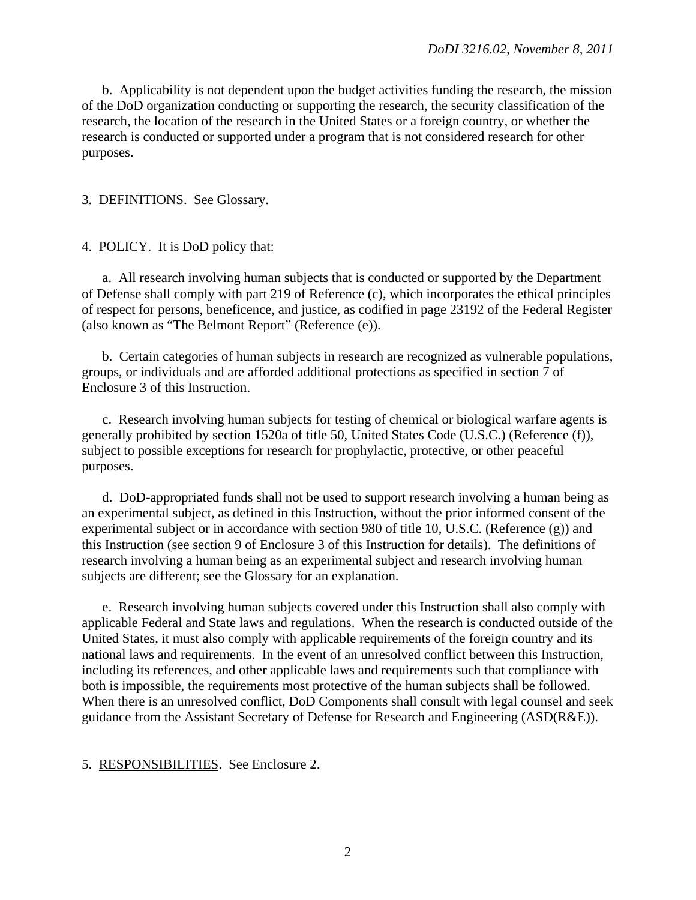b. Applicability is not dependent upon the budget activities funding the research, the mission of the DoD organization conducting or supporting the research, the security classification of the research, the location of the research in the United States or a foreign country, or whether the research is conducted or supported under a program that is not considered research for other purposes.

3. DEFINITIONS. See Glossary.

4. POLICY. It is DoD policy that:

a. All research involving human subjects that is conducted or supported by the Department of Defense shall comply with part 219 of Reference (c), which incorporates the ethical principles of respect for persons, beneficence, and justice, as codified in page 23192 of the Federal Register (also known as "The Belmont Report" (Reference (e)).

b. Certain categories of human subjects in research are recognized as vulnerable populations, groups, or individuals and are afforded additional protections as specified in section 7 of Enclosure 3 of this Instruction.

c. Research involving human subjects for testing of chemical or biological warfare agents is generally prohibited by section 1520a of title 50, United States Code (U.S.C.) (Reference (f)), subject to possible exceptions for research for prophylactic, protective, or other peaceful purposes.

d. DoD-appropriated funds shall not be used to support research involving a human being as an experimental subject, as defined in this Instruction, without the prior informed consent of the experimental subject or in accordance with section 980 of title 10, U.S.C. (Reference (g)) and this Instruction (see section 9 of Enclosure 3 of this Instruction for details). The definitions of research involving a human being as an experimental subject and research involving human subjects are different; see the Glossary for an explanation.

e. Research involving human subjects covered under this Instruction shall also comply with applicable Federal and State laws and regulations. When the research is conducted outside of the United States, it must also comply with applicable requirements of the foreign country and its national laws and requirements. In the event of an unresolved conflict between this Instruction, including its references, and other applicable laws and requirements such that compliance with both is impossible, the requirements most protective of the human subjects shall be followed. When there is an unresolved conflict, DoD Components shall consult with legal counsel and seek guidance from the Assistant Secretary of Defense for Research and Engineering (ASD(R&E)).

5. RESPONSIBILITIES. See Enclosure 2.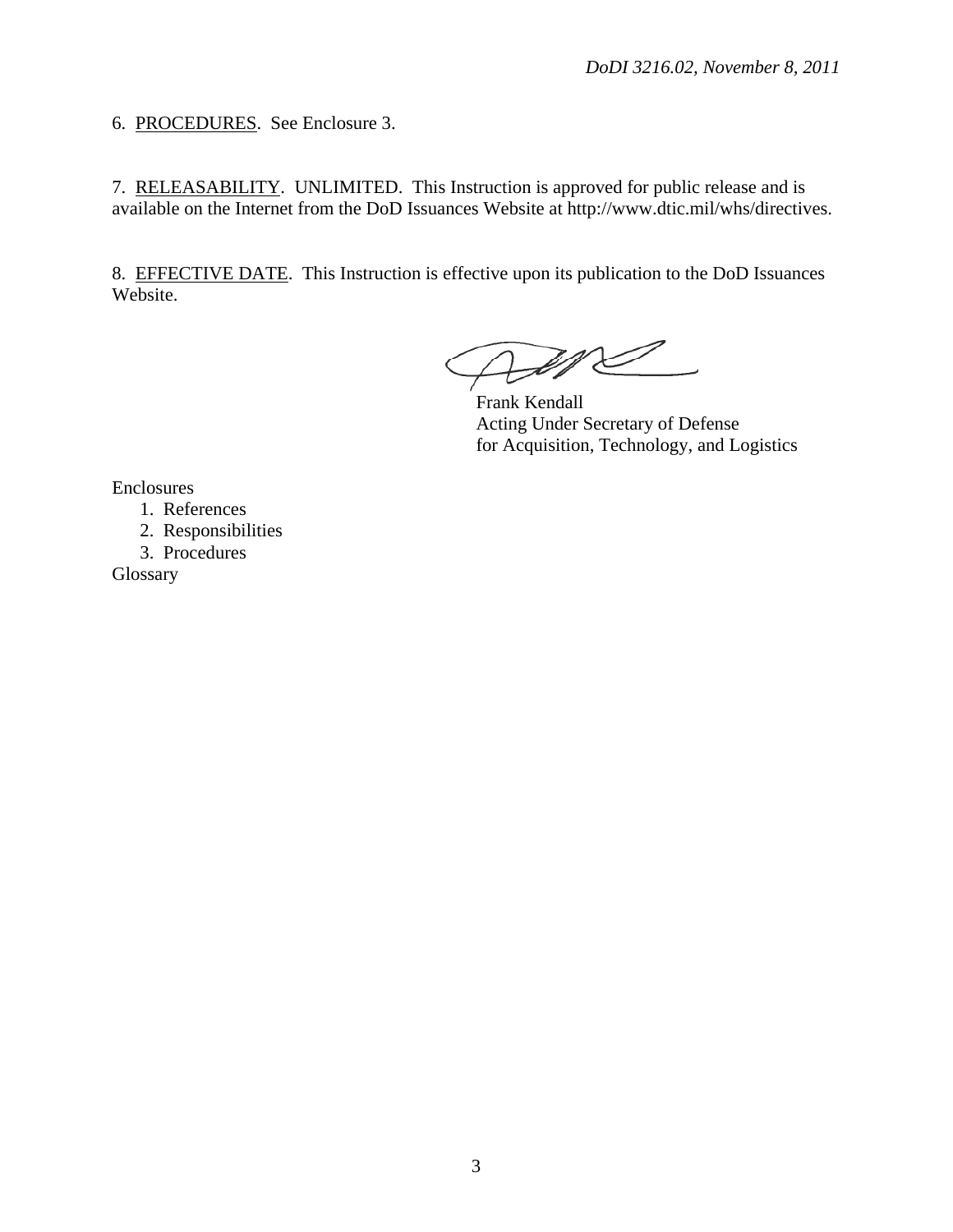6. PROCEDURES. See Enclosure 3.

7. RELEASABILITY. UNLIMITED. This Instruction is approved for public release and is available on the Internet from the DoD Issuances Website at http://www.dtic.mil/whs/directives.

8. EFFECTIVE DATE. This Instruction is effective upon its publication to the DoD Issuances Website.

Frank Kendall
Acting Under Secretary of Defense
for Acquisition, Technology, and Logistics

Enclosures
1. References
2. Responsibilities
3. Procedures

Glossary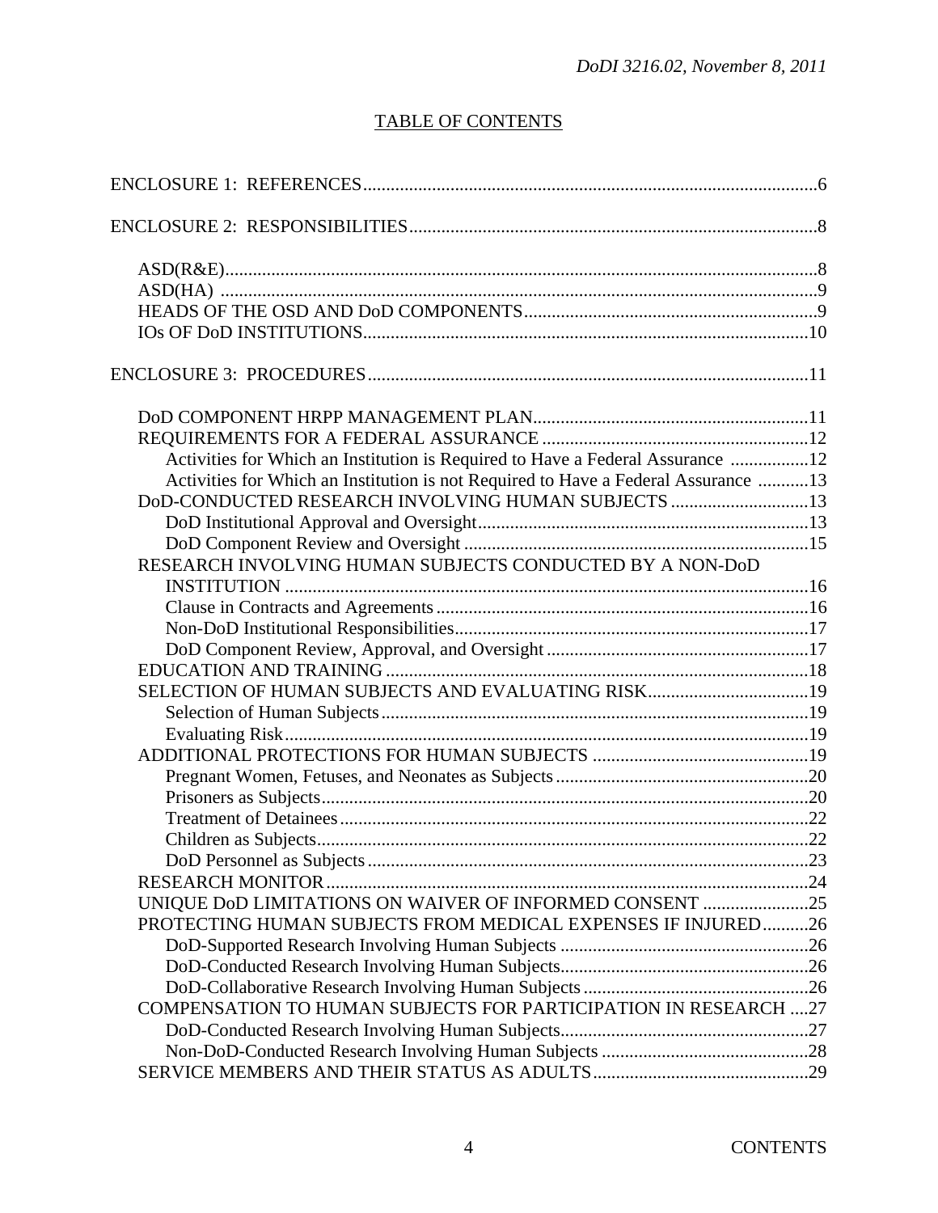TABLE OF CONTENTS

ENCLOSURE 1: REFERENCES ..... 6

ENCLOSURE 2: RESPONSIBILITIES ..... 8

- ASD(R&E) ..... 8
- ASD(HA) ..... 9
- HEADS OF THE OSD AND DoD COMPONENTS ..... 9
- IOs OF DoD INSTITUTIONS ..... 10

ENCLOSURE 3: PROCEDURES ..... 11

- DoD COMPONENT HRPP MANAGEMENT PLAN ..... 11
- REQUIREMENTS FOR A FEDERAL ASSURANCE ..... 12
  - Activities for Which an Institution is Required to Have a Federal Assurance ..... 12
  - Activities for Which an Institution is not Required to Have a Federal Assurance ..... 13
- DoD-CONDUCTED RESEARCH INVOLVING HUMAN SUBJECTS ..... 13
  - DoD Institutional Approval and Oversight ..... 13
  - DoD Component Review and Oversight ..... 15
- RESEARCH INVOLVING HUMAN SUBJECTS CONDUCTED BY A NON-DoD INSTITUTION ..... 16
  - Clause in Contracts and Agreements ..... 16
  - Non-DoD Institutional Responsibilities ..... 17
  - DoD Component Review, Approval, and Oversight ..... 17
- EDUCATION AND TRAINING ..... 18
- SELECTION OF HUMAN SUBJECTS AND EVALUATING RISK ..... 19
  - Selection of Human Subjects ..... 19
  - Evaluating Risk ..... 19
- ADDITIONAL PROTECTIONS FOR HUMAN SUBJECTS ..... 19
  - Pregnant Women, Fetuses, and Neonates as Subjects ..... 20
  - Prisoners as Subjects ..... 20
  - Treatment of Detainees ..... 22
  - Children as Subjects ..... 22
  - DoD Personnel as Subjects ..... 23
- RESEARCH MONITOR ..... 24
- UNIQUE DoD LIMITATIONS ON WAIVER OF INFORMED CONSENT ..... 25
- PROTECTING HUMAN SUBJECTS FROM MEDICAL EXPENSES IF INJURED ..... 26
  - DoD-Supported Research Involving Human Subjects ..... 26
  - DoD-Conducted Research Involving Human Subjects ..... 26
  - DoD-Collaborative Research Involving Human Subjects ..... 26
- COMPENSATION TO HUMAN SUBJECTS FOR PARTICIPATION IN RESEARCH ..... 27
  - DoD-Conducted Research Involving Human Subjects ..... 27
  - Non-DoD-Conducted Research Involving Human Subjects ..... 28
- SERVICE MEMBERS AND THEIR STATUS AS ADULTS ..... 29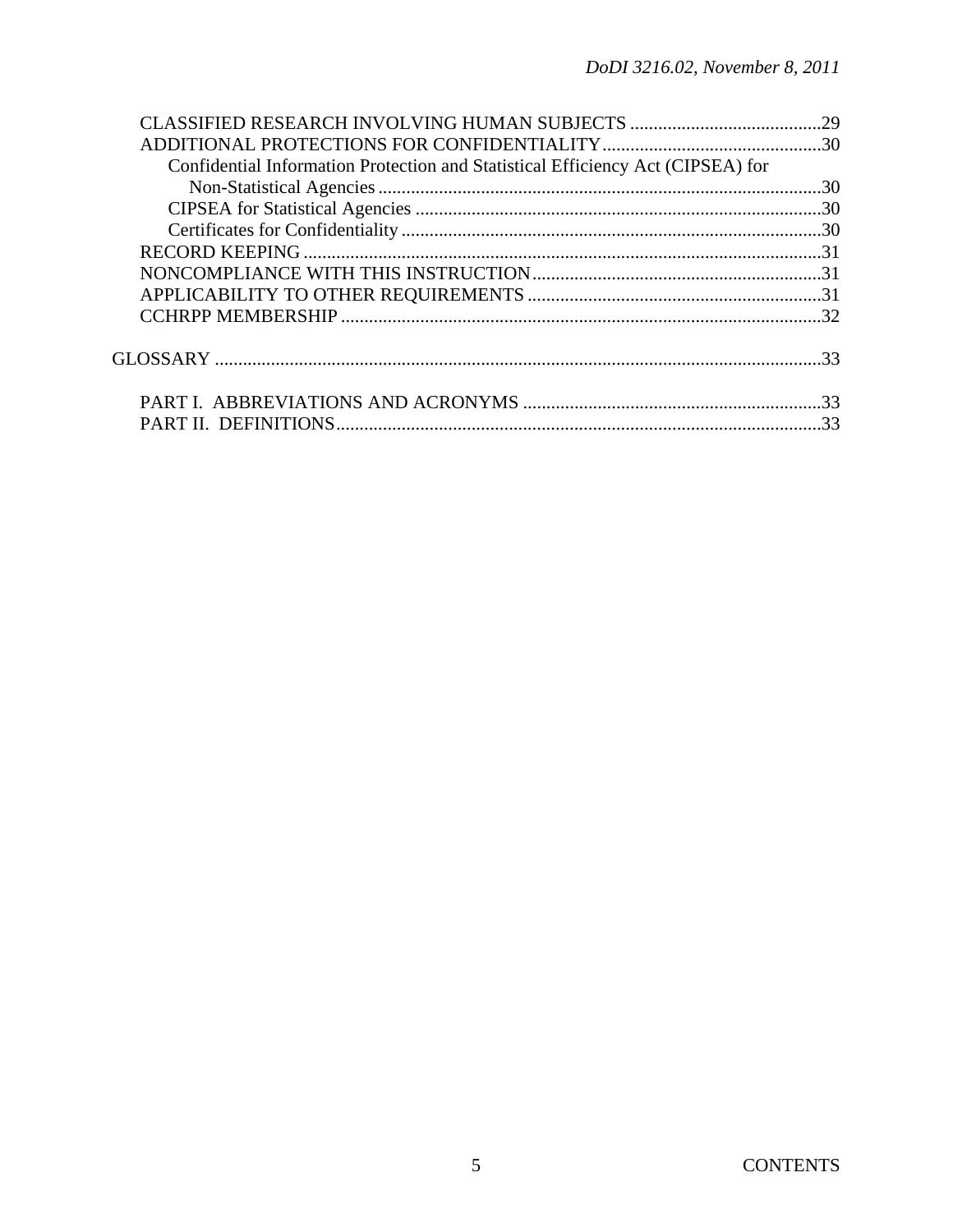CLASSIFIED RESEARCH INVOLVING HUMAN SUBJECTS .....29
ADDITIONAL PROTECTIONS FOR CONFIDENTIALITY.....30
- Confidential Information Protection and Statistical Efficiency Act (CIPSEA) for Non-Statistical Agencies.....30
- CIPSEA for Statistical Agencies .....30
- Certificates for Confidentiality.....30

RECORD KEEPING.....31
NONCOMPLIANCE WITH THIS INSTRUCTION.....31
APPLICABILITY TO OTHER REQUIREMENTS.....31
CCHRPP MEMBERSHIP.....32

GLOSSARY.....33

PART I. ABBREVIATIONS AND ACRONYMS .....33
PART II. DEFINITIONS.....33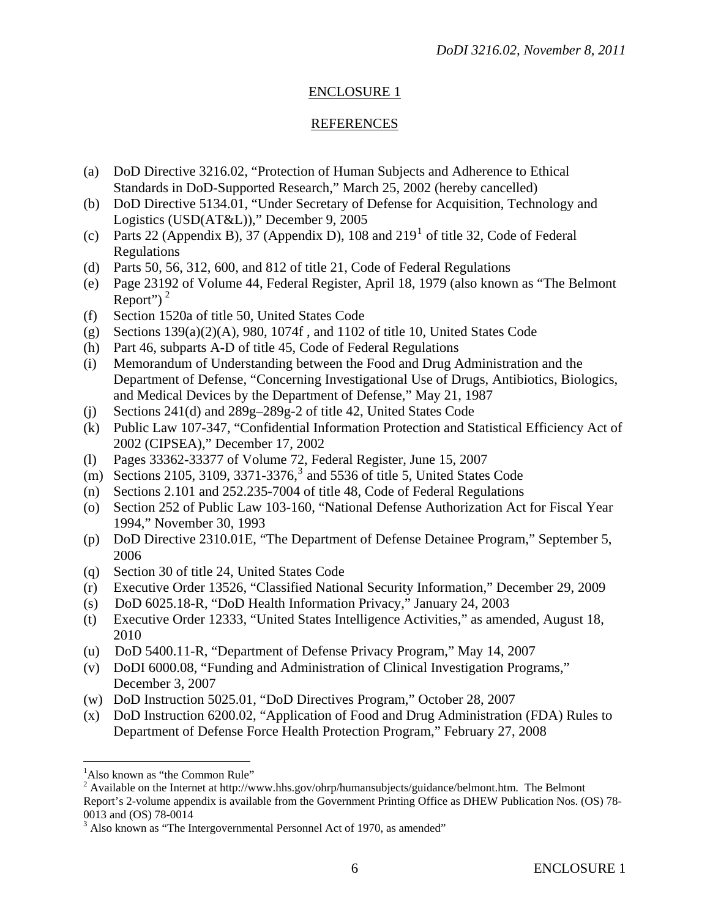## ENCLOSURE 1

## REFERENCES

(a) DoD Directive 3216.02, "Protection of Human Subjects and Adherence to Ethical Standards in DoD-Supported Research," March 25, 2002 (hereby cancelled)
(b) DoD Directive 5134.01, "Under Secretary of Defense for Acquisition, Technology and Logistics (USD(AT&L))," December 9, 2005
(c) Parts 22 (Appendix B), 37 (Appendix D), 108 and 219[1] of title 32, Code of Federal Regulations
(d) Parts 50, 56, 312, 600, and 812 of title 21, Code of Federal Regulations
(e) Page 23192 of Volume 44, Federal Register, April 18, 1979 (also known as "The Belmont Report")[2]
(f) Section 1520a of title 50, United States Code
(g) Sections 139(a)(2)(A), 980, 1074f , and 1102 of title 10, United States Code
(h) Part 46, subparts A-D of title 45, Code of Federal Regulations
(i) Memorandum of Understanding between the Food and Drug Administration and the Department of Defense, "Concerning Investigational Use of Drugs, Antibiotics, Biologics, and Medical Devices by the Department of Defense," May 21, 1987
(j) Sections 241(d) and 289g–289g-2 of title 42, United States Code
(k) Public Law 107-347, "Confidential Information Protection and Statistical Efficiency Act of 2002 (CIPSEA)," December 17, 2002
(l) Pages 33362-33377 of Volume 72, Federal Register, June 15, 2007
(m) Sections 2105, 3109, 3371-3376,[3] and 5536 of title 5, United States Code
(n) Sections 2.101 and 252.235-7004 of title 48, Code of Federal Regulations
(o) Section 252 of Public Law 103-160, "National Defense Authorization Act for Fiscal Year 1994," November 30, 1993
(p) DoD Directive 2310.01E, "The Department of Defense Detainee Program," September 5, 2006
(q) Section 30 of title 24, United States Code
(r) Executive Order 13526, "Classified National Security Information," December 29, 2009
(s) DoD 6025.18-R, "DoD Health Information Privacy," January 24, 2003
(t) Executive Order 12333, "United States Intelligence Activities," as amended, August 18, 2010
(u) DoD 5400.11-R, "Department of Defense Privacy Program," May 14, 2007
(v) DoDI 6000.08, "Funding and Administration of Clinical Investigation Programs," December 3, 2007
(w) DoD Instruction 5025.01, "DoD Directives Program," October 28, 2007
(x) DoD Instruction 6200.02, "Application of Food and Drug Administration (FDA) Rules to Department of Defense Force Health Protection Program," February 27, 2008

---

[1] Also known as "the Common Rule"

[2] Available on the Internet at http://www.hhs.gov/ohrp/humansubjects/guidance/belmont.htm. The Belmont Report's 2-volume appendix is available from the Government Printing Office as DHEW Publication Nos. (OS) 78-0013 and (OS) 78-0014

[3] Also known as "The Intergovernmental Personnel Act of 1970, as amended"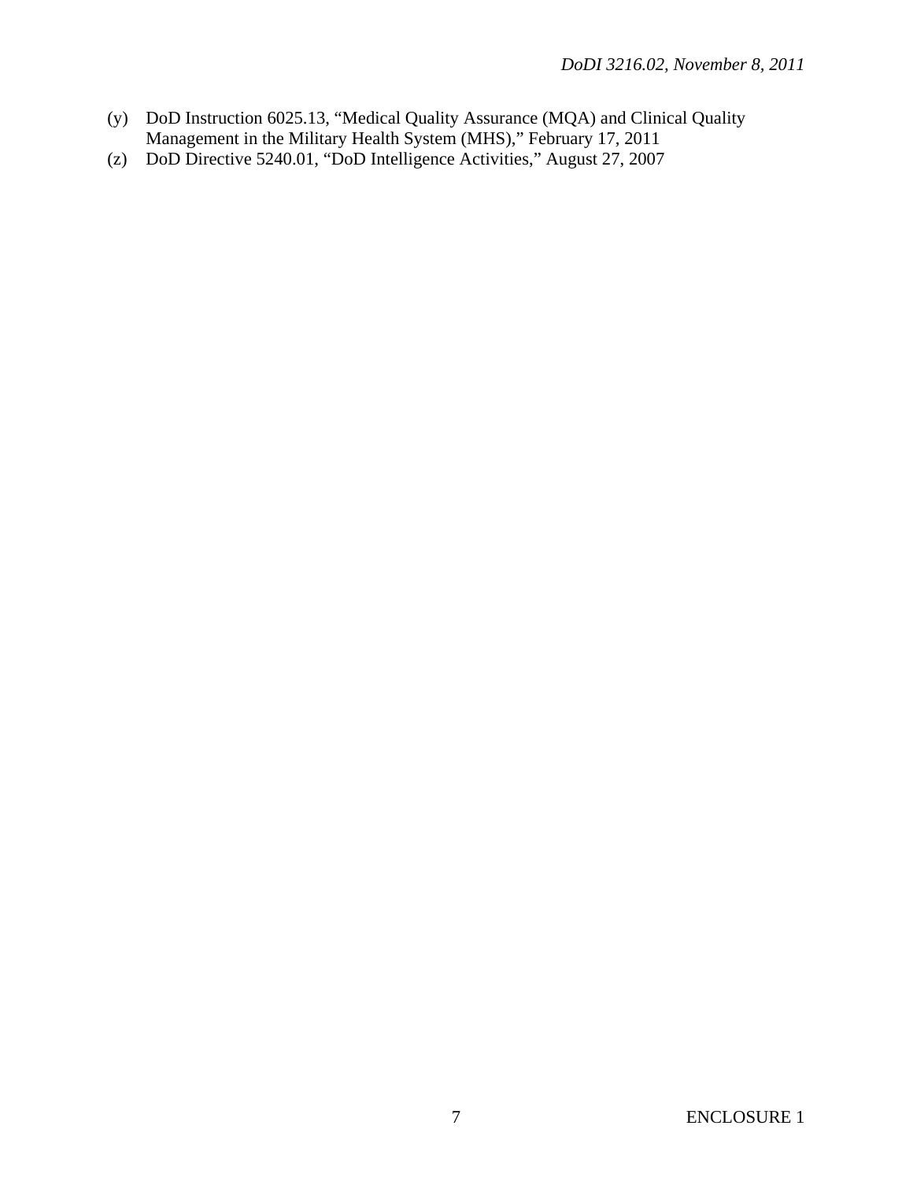(y) DoD Instruction 6025.13, "Medical Quality Assurance (MQA) and Clinical Quality Management in the Military Health System (MHS)," February 17, 2011

(z) DoD Directive 5240.01, "DoD Intelligence Activities," August 27, 2007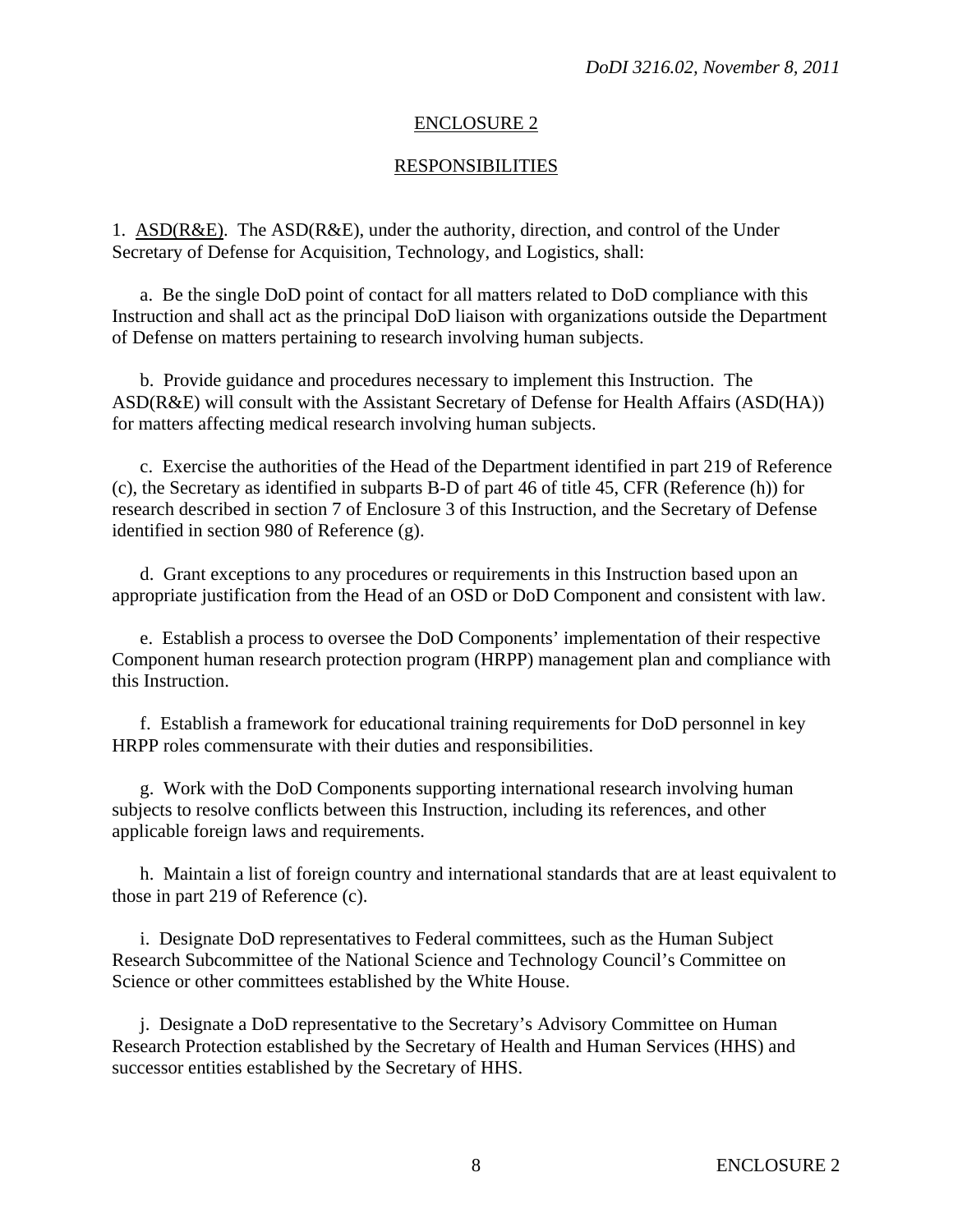## ENCLOSURE 2

## RESPONSIBILITIES

1. ASD(R&E). The ASD(R&E), under the authority, direction, and control of the Under Secretary of Defense for Acquisition, Technology, and Logistics, shall:

a. Be the single DoD point of contact for all matters related to DoD compliance with this Instruction and shall act as the principal DoD liaison with organizations outside the Department of Defense on matters pertaining to research involving human subjects.

b. Provide guidance and procedures necessary to implement this Instruction. The ASD(R&E) will consult with the Assistant Secretary of Defense for Health Affairs (ASD(HA)) for matters affecting medical research involving human subjects.

c. Exercise the authorities of the Head of the Department identified in part 219 of Reference (c), the Secretary as identified in subparts B-D of part 46 of title 45, CFR (Reference (h)) for research described in section 7 of Enclosure 3 of this Instruction, and the Secretary of Defense identified in section 980 of Reference (g).

d. Grant exceptions to any procedures or requirements in this Instruction based upon an appropriate justification from the Head of an OSD or DoD Component and consistent with law.

e. Establish a process to oversee the DoD Components' implementation of their respective Component human research protection program (HRPP) management plan and compliance with this Instruction.

f. Establish a framework for educational training requirements for DoD personnel in key HRPP roles commensurate with their duties and responsibilities.

g. Work with the DoD Components supporting international research involving human subjects to resolve conflicts between this Instruction, including its references, and other applicable foreign laws and requirements.

h. Maintain a list of foreign country and international standards that are at least equivalent to those in part 219 of Reference (c).

i. Designate DoD representatives to Federal committees, such as the Human Subject Research Subcommittee of the National Science and Technology Council's Committee on Science or other committees established by the White House.

j. Designate a DoD representative to the Secretary's Advisory Committee on Human Research Protection established by the Secretary of Health and Human Services (HHS) and successor entities established by the Secretary of HHS.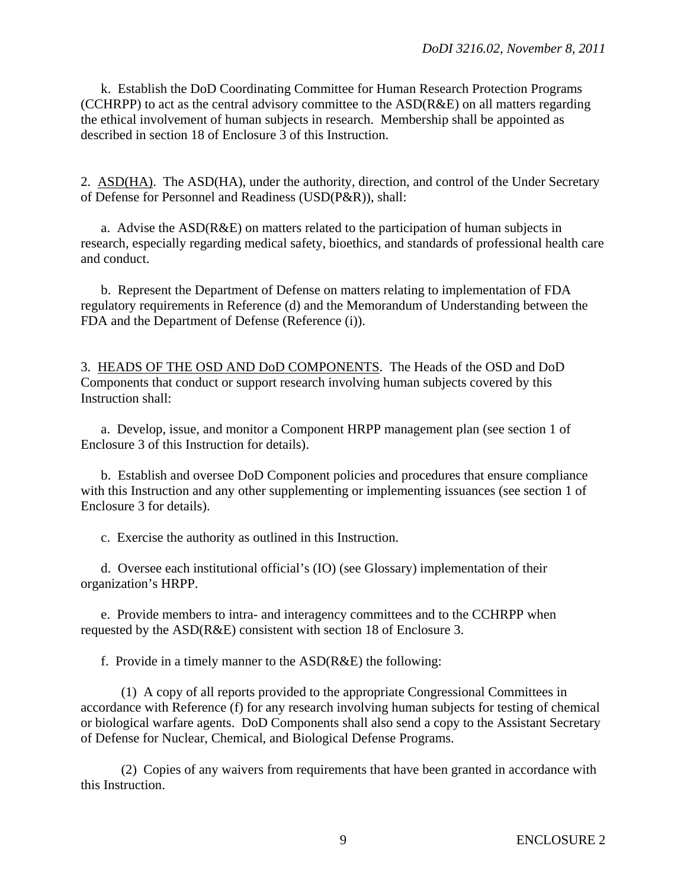k. Establish the DoD Coordinating Committee for Human Research Protection Programs (CCHRPP) to act as the central advisory committee to the ASD(R&E) on all matters regarding the ethical involvement of human subjects in research. Membership shall be appointed as described in section 18 of Enclosure 3 of this Instruction.

2. ASD(HA). The ASD(HA), under the authority, direction, and control of the Under Secretary of Defense for Personnel and Readiness (USD(P&R)), shall:

a. Advise the ASD(R&E) on matters related to the participation of human subjects in research, especially regarding medical safety, bioethics, and standards of professional health care and conduct.

b. Represent the Department of Defense on matters relating to implementation of FDA regulatory requirements in Reference (d) and the Memorandum of Understanding between the FDA and the Department of Defense (Reference (i)).

3. HEADS OF THE OSD AND DoD COMPONENTS. The Heads of the OSD and DoD Components that conduct or support research involving human subjects covered by this Instruction shall:

a. Develop, issue, and monitor a Component HRPP management plan (see section 1 of Enclosure 3 of this Instruction for details).

b. Establish and oversee DoD Component policies and procedures that ensure compliance with this Instruction and any other supplementing or implementing issuances (see section 1 of Enclosure 3 for details).

c. Exercise the authority as outlined in this Instruction.

d. Oversee each institutional official's (IO) (see Glossary) implementation of their organization's HRPP.

e. Provide members to intra- and interagency committees and to the CCHRPP when requested by the ASD(R&E) consistent with section 18 of Enclosure 3.

f. Provide in a timely manner to the ASD(R&E) the following:

(1) A copy of all reports provided to the appropriate Congressional Committees in accordance with Reference (f) for any research involving human subjects for testing of chemical or biological warfare agents. DoD Components shall also send a copy to the Assistant Secretary of Defense for Nuclear, Chemical, and Biological Defense Programs.

(2) Copies of any waivers from requirements that have been granted in accordance with this Instruction.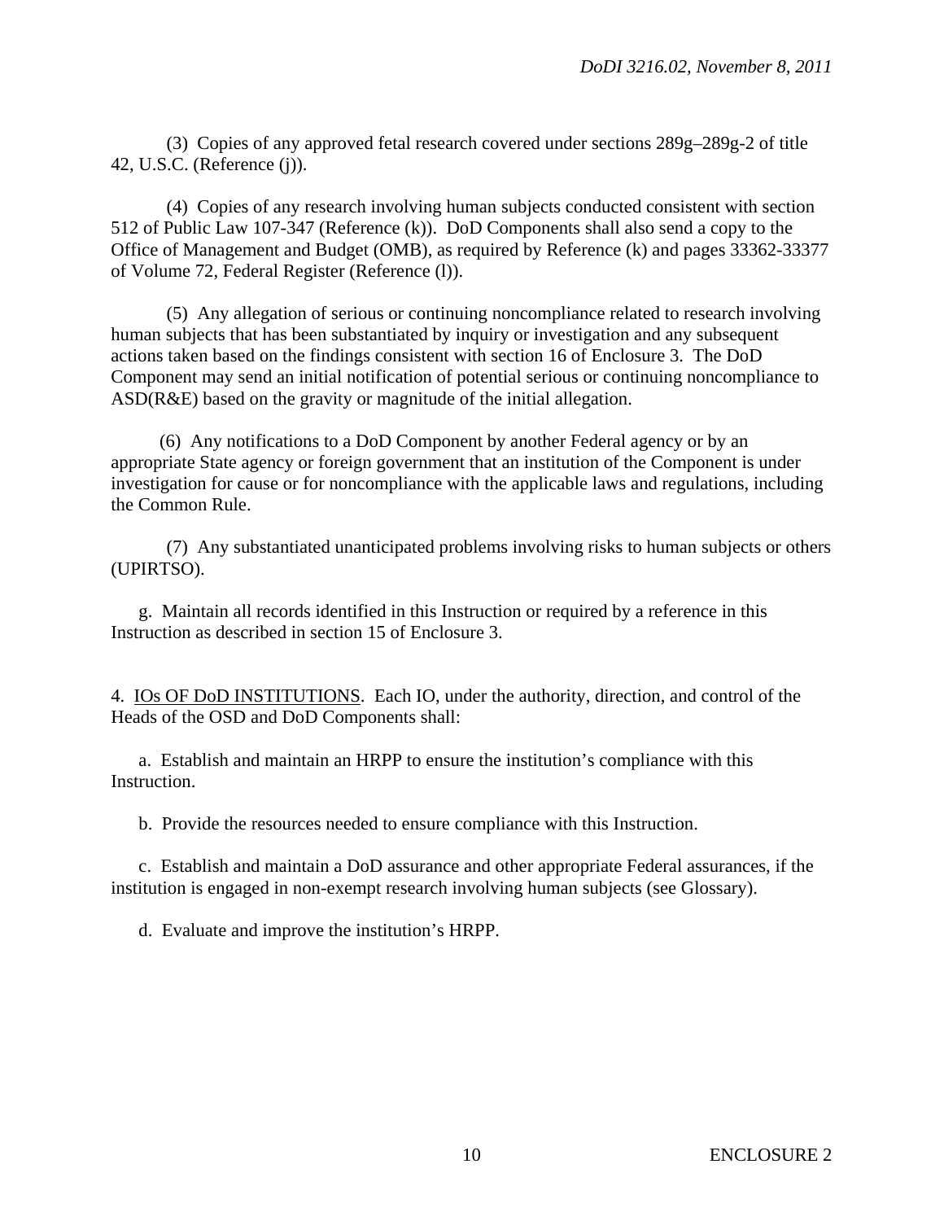(3) Copies of any approved fetal research covered under sections 289g–289g-2 of title 42, U.S.C. (Reference (j)).

(4) Copies of any research involving human subjects conducted consistent with section 512 of Public Law 107-347 (Reference (k)). DoD Components shall also send a copy to the Office of Management and Budget (OMB), as required by Reference (k) and pages 33362-33377 of Volume 72, Federal Register (Reference (l)).

(5) Any allegation of serious or continuing noncompliance related to research involving human subjects that has been substantiated by inquiry or investigation and any subsequent actions taken based on the findings consistent with section 16 of Enclosure 3. The DoD Component may send an initial notification of potential serious or continuing noncompliance to ASD(R&E) based on the gravity or magnitude of the initial allegation.

(6) Any notifications to a DoD Component by another Federal agency or by an appropriate State agency or foreign government that an institution of the Component is under investigation for cause or for noncompliance with the applicable laws and regulations, including the Common Rule.

(7) Any substantiated unanticipated problems involving risks to human subjects or others (UPIRTSO).

g. Maintain all records identified in this Instruction or required by a reference in this Instruction as described in section 15 of Enclosure 3.

4. IOs OF DoD INSTITUTIONS. Each IO, under the authority, direction, and control of the Heads of the OSD and DoD Components shall:

a. Establish and maintain an HRPP to ensure the institution's compliance with this Instruction.

b. Provide the resources needed to ensure compliance with this Instruction.

c. Establish and maintain a DoD assurance and other appropriate Federal assurances, if the institution is engaged in non-exempt research involving human subjects (see Glossary).

d. Evaluate and improve the institution's HRPP.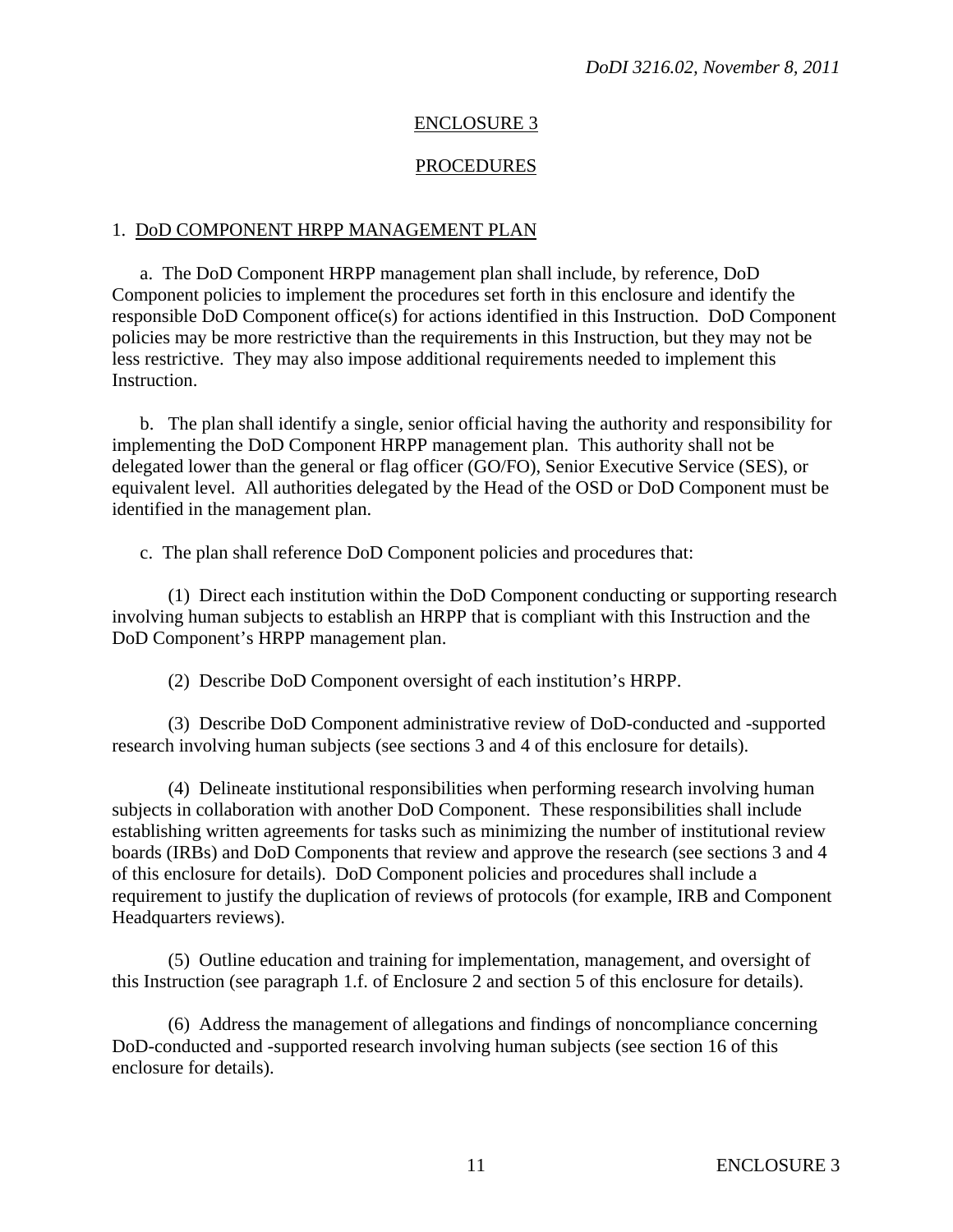## ENCLOSURE 3

## PROCEDURES

### 1. DoD COMPONENT HRPP MANAGEMENT PLAN

a. The DoD Component HRPP management plan shall include, by reference, DoD Component policies to implement the procedures set forth in this enclosure and identify the responsible DoD Component office(s) for actions identified in this Instruction. DoD Component policies may be more restrictive than the requirements in this Instruction, but they may not be less restrictive. They may also impose additional requirements needed to implement this Instruction.

b. The plan shall identify a single, senior official having the authority and responsibility for implementing the DoD Component HRPP management plan. This authority shall not be delegated lower than the general or flag officer (GO/FO), Senior Executive Service (SES), or equivalent level. All authorities delegated by the Head of the OSD or DoD Component must be identified in the management plan.

c. The plan shall reference DoD Component policies and procedures that:

(1) Direct each institution within the DoD Component conducting or supporting research involving human subjects to establish an HRPP that is compliant with this Instruction and the DoD Component's HRPP management plan.

(2) Describe DoD Component oversight of each institution's HRPP.

(3) Describe DoD Component administrative review of DoD-conducted and -supported research involving human subjects (see sections 3 and 4 of this enclosure for details).

(4) Delineate institutional responsibilities when performing research involving human subjects in collaboration with another DoD Component. These responsibilities shall include establishing written agreements for tasks such as minimizing the number of institutional review boards (IRBs) and DoD Components that review and approve the research (see sections 3 and 4 of this enclosure for details). DoD Component policies and procedures shall include a requirement to justify the duplication of reviews of protocols (for example, IRB and Component Headquarters reviews).

(5) Outline education and training for implementation, management, and oversight of this Instruction (see paragraph 1.f. of Enclosure 2 and section 5 of this enclosure for details).

(6) Address the management of allegations and findings of noncompliance concerning DoD-conducted and -supported research involving human subjects (see section 16 of this enclosure for details).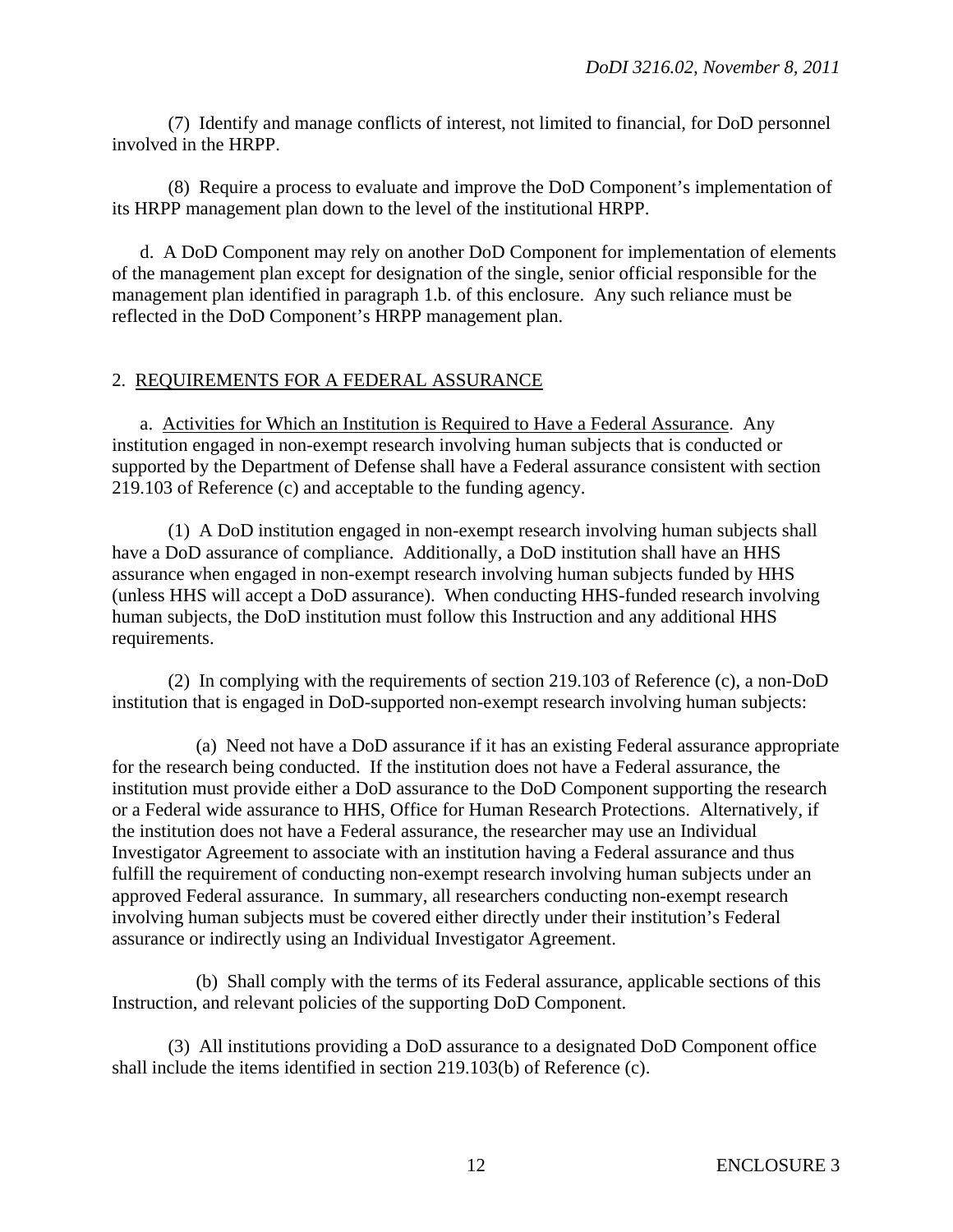(7) Identify and manage conflicts of interest, not limited to financial, for DoD personnel involved in the HRPP.

(8) Require a process to evaluate and improve the DoD Component's implementation of its HRPP management plan down to the level of the institutional HRPP.

d. A DoD Component may rely on another DoD Component for implementation of elements of the management plan except for designation of the single, senior official responsible for the management plan identified in paragraph 1.b. of this enclosure. Any such reliance must be reflected in the DoD Component's HRPP management plan.

## 2. REQUIREMENTS FOR A FEDERAL ASSURANCE

a. Activities for Which an Institution is Required to Have a Federal Assurance. Any institution engaged in non-exempt research involving human subjects that is conducted or supported by the Department of Defense shall have a Federal assurance consistent with section 219.103 of Reference (c) and acceptable to the funding agency.

(1) A DoD institution engaged in non-exempt research involving human subjects shall have a DoD assurance of compliance. Additionally, a DoD institution shall have an HHS assurance when engaged in non-exempt research involving human subjects funded by HHS (unless HHS will accept a DoD assurance). When conducting HHS-funded research involving human subjects, the DoD institution must follow this Instruction and any additional HHS requirements.

(2) In complying with the requirements of section 219.103 of Reference (c), a non-DoD institution that is engaged in DoD-supported non-exempt research involving human subjects:

(a) Need not have a DoD assurance if it has an existing Federal assurance appropriate for the research being conducted. If the institution does not have a Federal assurance, the institution must provide either a DoD assurance to the DoD Component supporting the research or a Federal wide assurance to HHS, Office for Human Research Protections. Alternatively, if the institution does not have a Federal assurance, the researcher may use an Individual Investigator Agreement to associate with an institution having a Federal assurance and thus fulfill the requirement of conducting non-exempt research involving human subjects under an approved Federal assurance. In summary, all researchers conducting non-exempt research involving human subjects must be covered either directly under their institution's Federal assurance or indirectly using an Individual Investigator Agreement.

(b) Shall comply with the terms of its Federal assurance, applicable sections of this Instruction, and relevant policies of the supporting DoD Component.

(3) All institutions providing a DoD assurance to a designated DoD Component office shall include the items identified in section 219.103(b) of Reference (c).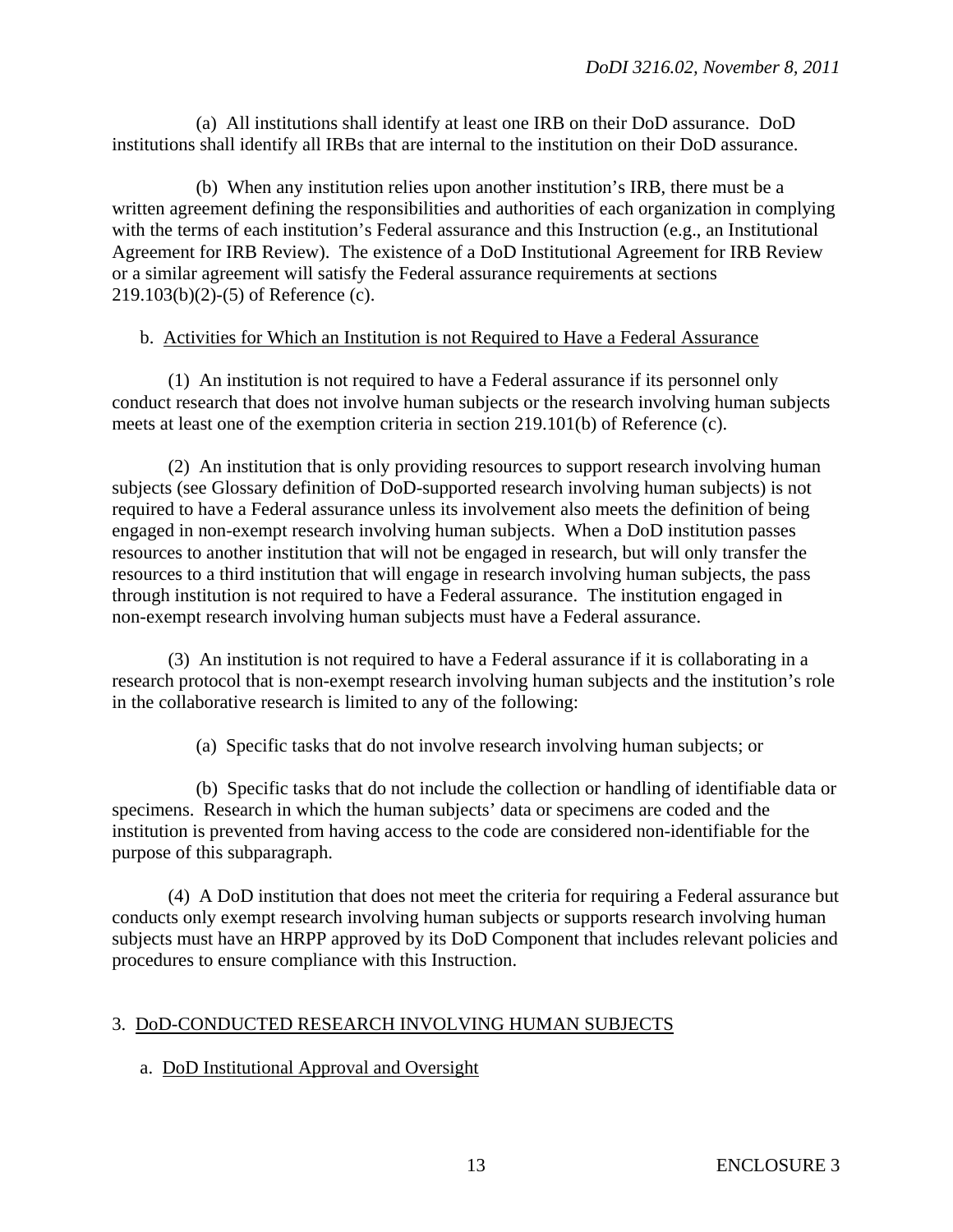(a) All institutions shall identify at least one IRB on their DoD assurance. DoD institutions shall identify all IRBs that are internal to the institution on their DoD assurance.

(b) When any institution relies upon another institution's IRB, there must be a written agreement defining the responsibilities and authorities of each organization in complying with the terms of each institution's Federal assurance and this Instruction (e.g., an Institutional Agreement for IRB Review). The existence of a DoD Institutional Agreement for IRB Review or a similar agreement will satisfy the Federal assurance requirements at sections 219.103(b)(2)-(5) of Reference (c).

b. Activities for Which an Institution is not Required to Have a Federal Assurance

(1) An institution is not required to have a Federal assurance if its personnel only conduct research that does not involve human subjects or the research involving human subjects meets at least one of the exemption criteria in section 219.101(b) of Reference (c).

(2) An institution that is only providing resources to support research involving human subjects (see Glossary definition of DoD-supported research involving human subjects) is not required to have a Federal assurance unless its involvement also meets the definition of being engaged in non-exempt research involving human subjects. When a DoD institution passes resources to another institution that will not be engaged in research, but will only transfer the resources to a third institution that will engage in research involving human subjects, the pass through institution is not required to have a Federal assurance. The institution engaged in non-exempt research involving human subjects must have a Federal assurance.

(3) An institution is not required to have a Federal assurance if it is collaborating in a research protocol that is non-exempt research involving human subjects and the institution's role in the collaborative research is limited to any of the following:

(a) Specific tasks that do not involve research involving human subjects; or

(b) Specific tasks that do not include the collection or handling of identifiable data or specimens. Research in which the human subjects' data or specimens are coded and the institution is prevented from having access to the code are considered non-identifiable for the purpose of this subparagraph.

(4) A DoD institution that does not meet the criteria for requiring a Federal assurance but conducts only exempt research involving human subjects or supports research involving human subjects must have an HRPP approved by its DoD Component that includes relevant policies and procedures to ensure compliance with this Instruction.

3. DoD-CONDUCTED RESEARCH INVOLVING HUMAN SUBJECTS

a. DoD Institutional Approval and Oversight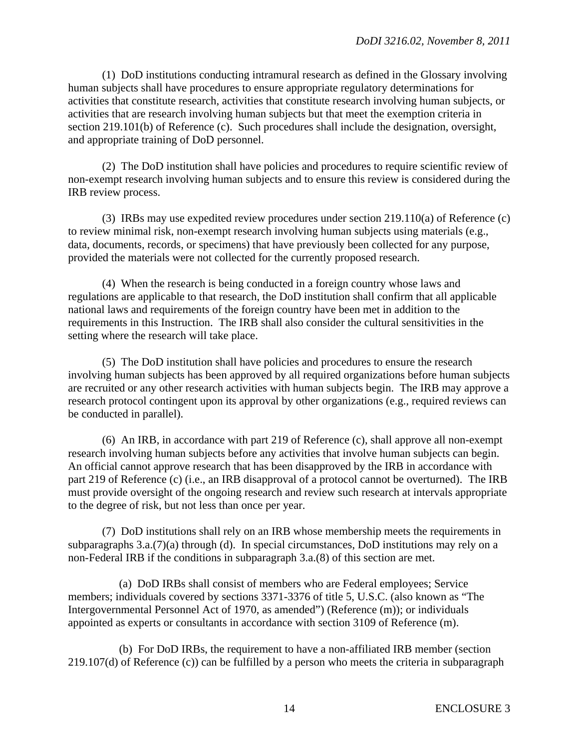(1) DoD institutions conducting intramural research as defined in the Glossary involving human subjects shall have procedures to ensure appropriate regulatory determinations for activities that constitute research, activities that constitute research involving human subjects, or activities that are research involving human subjects but that meet the exemption criteria in section 219.101(b) of Reference (c). Such procedures shall include the designation, oversight, and appropriate training of DoD personnel.

(2) The DoD institution shall have policies and procedures to require scientific review of non-exempt research involving human subjects and to ensure this review is considered during the IRB review process.

(3) IRBs may use expedited review procedures under section 219.110(a) of Reference (c) to review minimal risk, non-exempt research involving human subjects using materials (e.g., data, documents, records, or specimens) that have previously been collected for any purpose, provided the materials were not collected for the currently proposed research.

(4) When the research is being conducted in a foreign country whose laws and regulations are applicable to that research, the DoD institution shall confirm that all applicable national laws and requirements of the foreign country have been met in addition to the requirements in this Instruction. The IRB shall also consider the cultural sensitivities in the setting where the research will take place.

(5) The DoD institution shall have policies and procedures to ensure the research involving human subjects has been approved by all required organizations before human subjects are recruited or any other research activities with human subjects begin. The IRB may approve a research protocol contingent upon its approval by other organizations (e.g., required reviews can be conducted in parallel).

(6) An IRB, in accordance with part 219 of Reference (c), shall approve all non-exempt research involving human subjects before any activities that involve human subjects can begin. An official cannot approve research that has been disapproved by the IRB in accordance with part 219 of Reference (c) (i.e., an IRB disapproval of a protocol cannot be overturned). The IRB must provide oversight of the ongoing research and review such research at intervals appropriate to the degree of risk, but not less than once per year.

(7) DoD institutions shall rely on an IRB whose membership meets the requirements in subparagraphs 3.a.(7)(a) through (d). In special circumstances, DoD institutions may rely on a non-Federal IRB if the conditions in subparagraph 3.a.(8) of this section are met.

(a) DoD IRBs shall consist of members who are Federal employees; Service members; individuals covered by sections 3371-3376 of title 5, U.S.C. (also known as "The Intergovernmental Personnel Act of 1970, as amended") (Reference (m)); or individuals appointed as experts or consultants in accordance with section 3109 of Reference (m).

(b) For DoD IRBs, the requirement to have a non-affiliated IRB member (section 219.107(d) of Reference (c)) can be fulfilled by a person who meets the criteria in subparagraph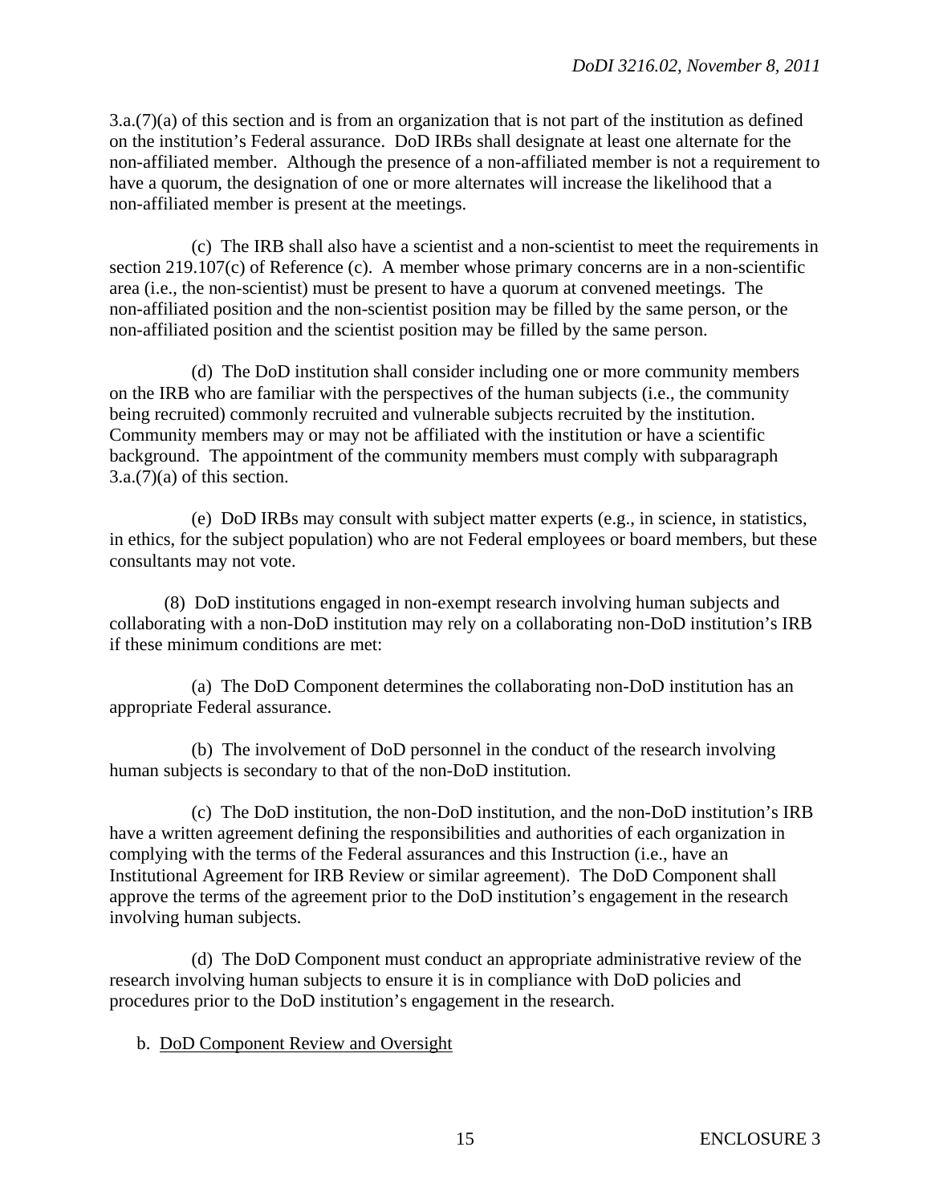3.a.(7)(a) of this section and is from an organization that is not part of the institution as defined on the institution's Federal assurance. DoD IRBs shall designate at least one alternate for the non-affiliated member. Although the presence of a non-affiliated member is not a requirement to have a quorum, the designation of one or more alternates will increase the likelihood that a non-affiliated member is present at the meetings.

(c) The IRB shall also have a scientist and a non-scientist to meet the requirements in section 219.107(c) of Reference (c). A member whose primary concerns are in a non-scientific area (i.e., the non-scientist) must be present to have a quorum at convened meetings. The non-affiliated position and the non-scientist position may be filled by the same person, or the non-affiliated position and the scientist position may be filled by the same person.

(d) The DoD institution shall consider including one or more community members on the IRB who are familiar with the perspectives of the human subjects (i.e., the community being recruited) commonly recruited and vulnerable subjects recruited by the institution. Community members may or may not be affiliated with the institution or have a scientific background. The appointment of the community members must comply with subparagraph 3.a.(7)(a) of this section.

(e) DoD IRBs may consult with subject matter experts (e.g., in science, in statistics, in ethics, for the subject population) who are not Federal employees or board members, but these consultants may not vote.

(8) DoD institutions engaged in non-exempt research involving human subjects and collaborating with a non-DoD institution may rely on a collaborating non-DoD institution's IRB if these minimum conditions are met:

(a) The DoD Component determines the collaborating non-DoD institution has an appropriate Federal assurance.

(b) The involvement of DoD personnel in the conduct of the research involving human subjects is secondary to that of the non-DoD institution.

(c) The DoD institution, the non-DoD institution, and the non-DoD institution's IRB have a written agreement defining the responsibilities and authorities of each organization in complying with the terms of the Federal assurances and this Instruction (i.e., have an Institutional Agreement for IRB Review or similar agreement). The DoD Component shall approve the terms of the agreement prior to the DoD institution's engagement in the research involving human subjects.

(d) The DoD Component must conduct an appropriate administrative review of the research involving human subjects to ensure it is in compliance with DoD policies and procedures prior to the DoD institution's engagement in the research.

b. DoD Component Review and Oversight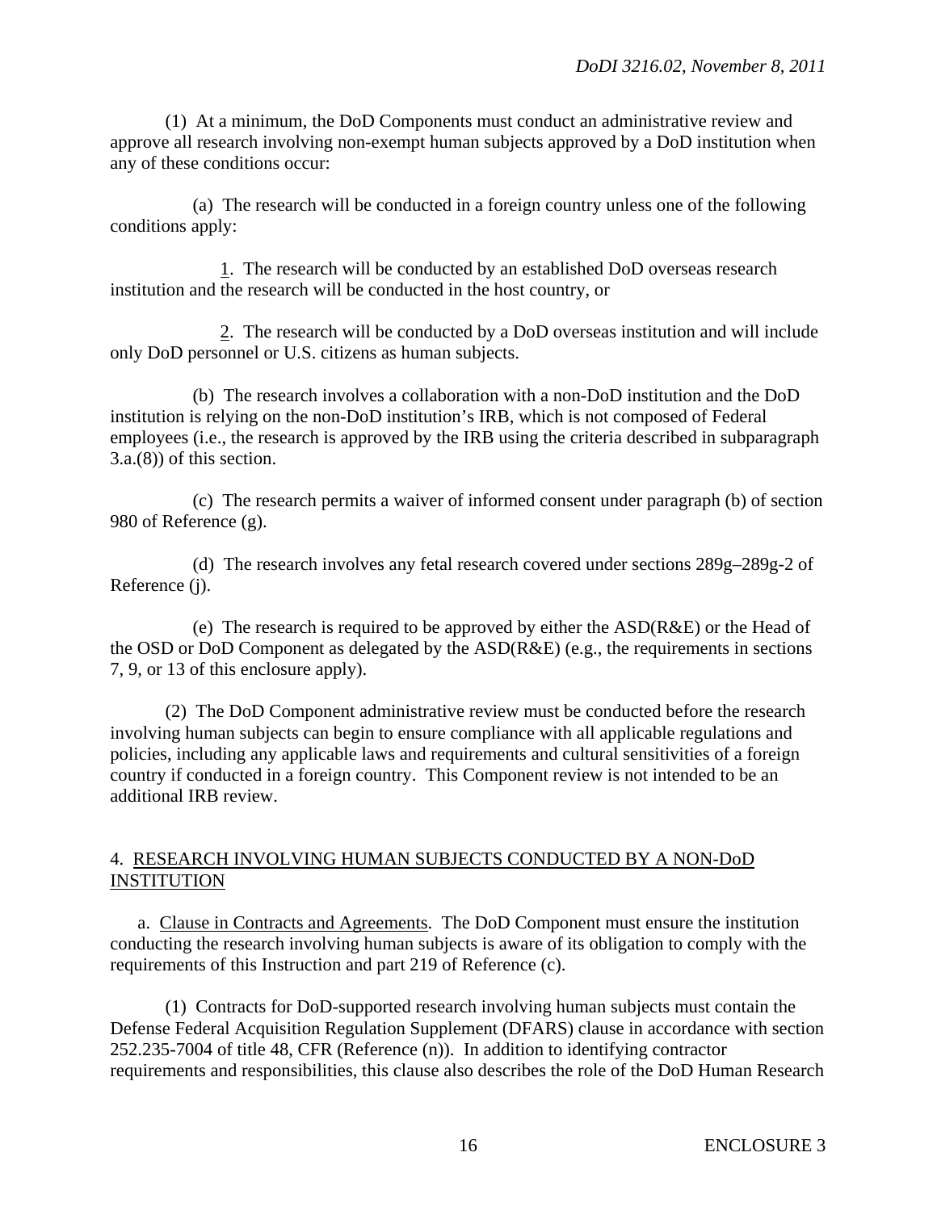(1) At a minimum, the DoD Components must conduct an administrative review and approve all research involving non-exempt human subjects approved by a DoD institution when any of these conditions occur:

(a) The research will be conducted in a foreign country unless one of the following conditions apply:

1. The research will be conducted by an established DoD overseas research institution and the research will be conducted in the host country, or

2. The research will be conducted by a DoD overseas institution and will include only DoD personnel or U.S. citizens as human subjects.

(b) The research involves a collaboration with a non-DoD institution and the DoD institution is relying on the non-DoD institution's IRB, which is not composed of Federal employees (i.e., the research is approved by the IRB using the criteria described in subparagraph 3.a.(8)) of this section.

(c) The research permits a waiver of informed consent under paragraph (b) of section 980 of Reference (g).

(d) The research involves any fetal research covered under sections 289g–289g-2 of Reference (j).

(e) The research is required to be approved by either the ASD(R&E) or the Head of the OSD or DoD Component as delegated by the ASD(R&E) (e.g., the requirements in sections 7, 9, or 13 of this enclosure apply).

(2) The DoD Component administrative review must be conducted before the research involving human subjects can begin to ensure compliance with all applicable regulations and policies, including any applicable laws and requirements and cultural sensitivities of a foreign country if conducted in a foreign country. This Component review is not intended to be an additional IRB review.

## 4. RESEARCH INVOLVING HUMAN SUBJECTS CONDUCTED BY A NON-DoD INSTITUTION

a. Clause in Contracts and Agreements. The DoD Component must ensure the institution conducting the research involving human subjects is aware of its obligation to comply with the requirements of this Instruction and part 219 of Reference (c).

(1) Contracts for DoD-supported research involving human subjects must contain the Defense Federal Acquisition Regulation Supplement (DFARS) clause in accordance with section 252.235-7004 of title 48, CFR (Reference (n)). In addition to identifying contractor requirements and responsibilities, this clause also describes the role of the DoD Human Research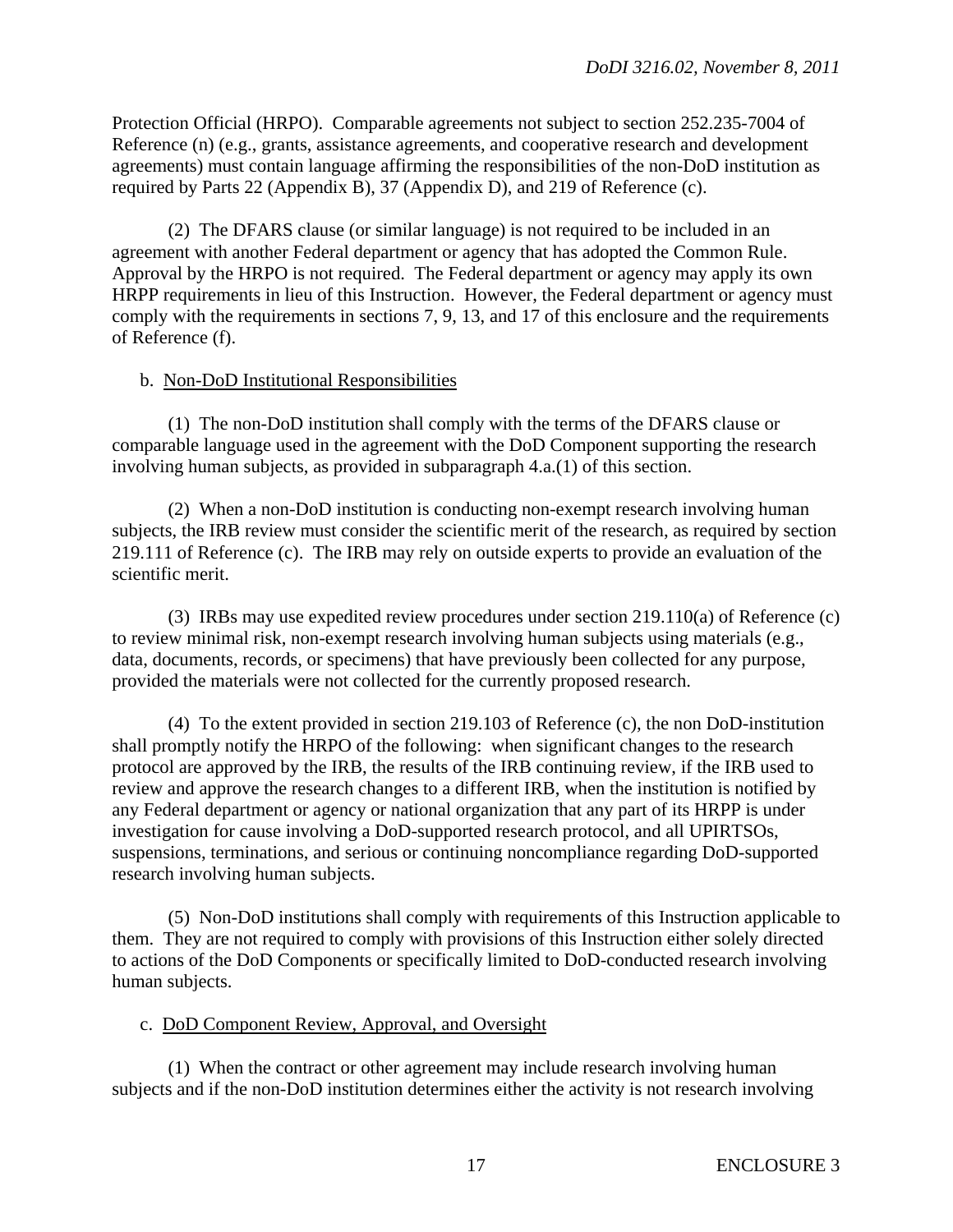Protection Official (HRPO). Comparable agreements not subject to section 252.235-7004 of Reference (n) (e.g., grants, assistance agreements, and cooperative research and development agreements) must contain language affirming the responsibilities of the non-DoD institution as required by Parts 22 (Appendix B), 37 (Appendix D), and 219 of Reference (c).

(2) The DFARS clause (or similar language) is not required to be included in an agreement with another Federal department or agency that has adopted the Common Rule. Approval by the HRPO is not required. The Federal department or agency may apply its own HRPP requirements in lieu of this Instruction. However, the Federal department or agency must comply with the requirements in sections 7, 9, 13, and 17 of this enclosure and the requirements of Reference (f).

b. Non-DoD Institutional Responsibilities

(1) The non-DoD institution shall comply with the terms of the DFARS clause or comparable language used in the agreement with the DoD Component supporting the research involving human subjects, as provided in subparagraph 4.a.(1) of this section.

(2) When a non-DoD institution is conducting non-exempt research involving human subjects, the IRB review must consider the scientific merit of the research, as required by section 219.111 of Reference (c). The IRB may rely on outside experts to provide an evaluation of the scientific merit.

(3) IRBs may use expedited review procedures under section 219.110(a) of Reference (c) to review minimal risk, non-exempt research involving human subjects using materials (e.g., data, documents, records, or specimens) that have previously been collected for any purpose, provided the materials were not collected for the currently proposed research.

(4) To the extent provided in section 219.103 of Reference (c), the non DoD-institution shall promptly notify the HRPO of the following: when significant changes to the research protocol are approved by the IRB, the results of the IRB continuing review, if the IRB used to review and approve the research changes to a different IRB, when the institution is notified by any Federal department or agency or national organization that any part of its HRPP is under investigation for cause involving a DoD-supported research protocol, and all UPIRTSOs, suspensions, terminations, and serious or continuing noncompliance regarding DoD-supported research involving human subjects.

(5) Non-DoD institutions shall comply with requirements of this Instruction applicable to them. They are not required to comply with provisions of this Instruction either solely directed to actions of the DoD Components or specifically limited to DoD-conducted research involving human subjects.

c. DoD Component Review, Approval, and Oversight

(1) When the contract or other agreement may include research involving human subjects and if the non-DoD institution determines either the activity is not research involving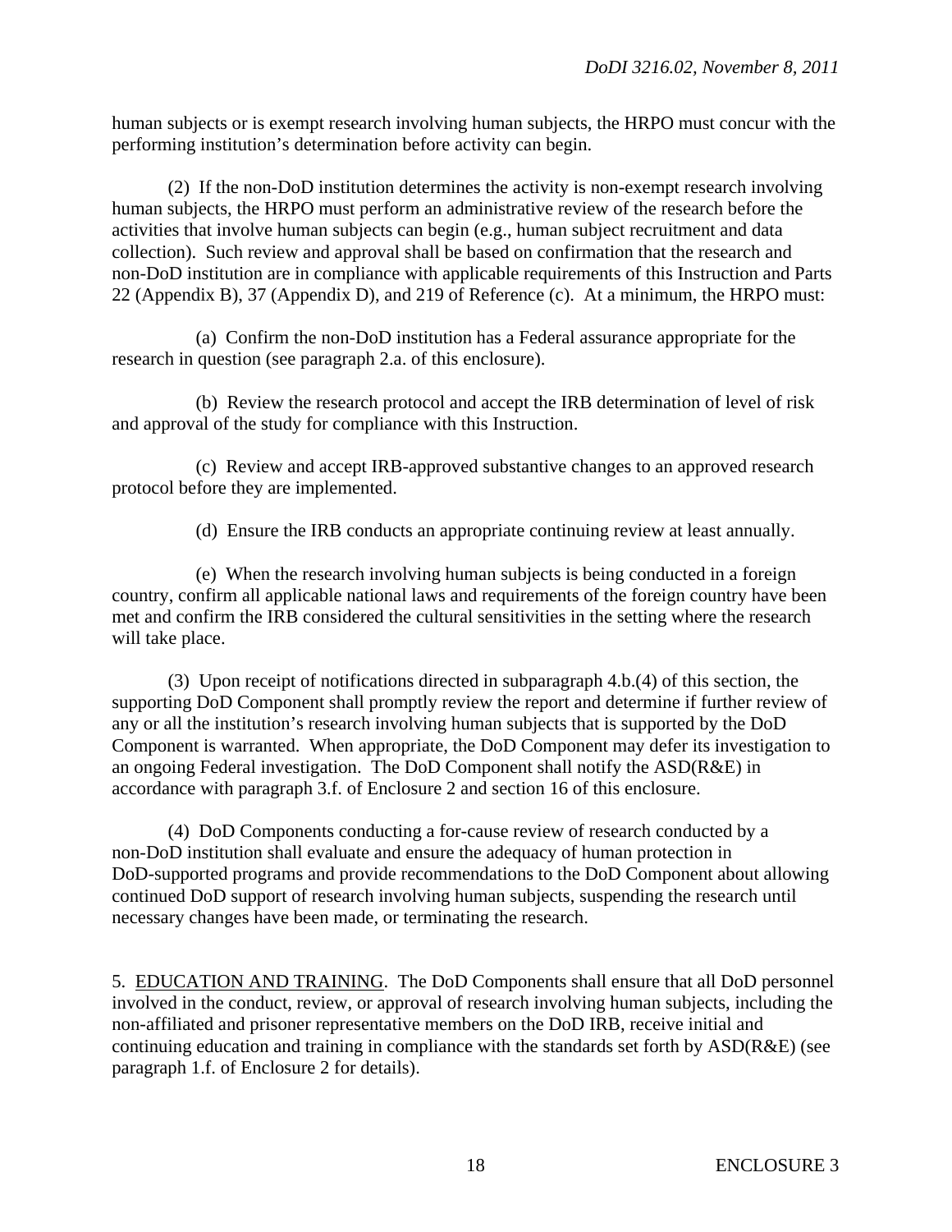human subjects or is exempt research involving human subjects, the HRPO must concur with the performing institution's determination before activity can begin.

(2) If the non-DoD institution determines the activity is non-exempt research involving human subjects, the HRPO must perform an administrative review of the research before the activities that involve human subjects can begin (e.g., human subject recruitment and data collection). Such review and approval shall be based on confirmation that the research and non-DoD institution are in compliance with applicable requirements of this Instruction and Parts 22 (Appendix B), 37 (Appendix D), and 219 of Reference (c). At a minimum, the HRPO must:

(a) Confirm the non-DoD institution has a Federal assurance appropriate for the research in question (see paragraph 2.a. of this enclosure).

(b) Review the research protocol and accept the IRB determination of level of risk and approval of the study for compliance with this Instruction.

(c) Review and accept IRB-approved substantive changes to an approved research protocol before they are implemented.

(d) Ensure the IRB conducts an appropriate continuing review at least annually.

(e) When the research involving human subjects is being conducted in a foreign country, confirm all applicable national laws and requirements of the foreign country have been met and confirm the IRB considered the cultural sensitivities in the setting where the research will take place.

(3) Upon receipt of notifications directed in subparagraph 4.b.(4) of this section, the supporting DoD Component shall promptly review the report and determine if further review of any or all the institution's research involving human subjects that is supported by the DoD Component is warranted. When appropriate, the DoD Component may defer its investigation to an ongoing Federal investigation. The DoD Component shall notify the ASD(R&E) in accordance with paragraph 3.f. of Enclosure 2 and section 16 of this enclosure.

(4) DoD Components conducting a for-cause review of research conducted by a non-DoD institution shall evaluate and ensure the adequacy of human protection in DoD-supported programs and provide recommendations to the DoD Component about allowing continued DoD support of research involving human subjects, suspending the research until necessary changes have been made, or terminating the research.

5. <u>EDUCATION AND TRAINING</u>. The DoD Components shall ensure that all DoD personnel involved in the conduct, review, or approval of research involving human subjects, including the non-affiliated and prisoner representative members on the DoD IRB, receive initial and continuing education and training in compliance with the standards set forth by ASD(R&E) (see paragraph 1.f. of Enclosure 2 for details).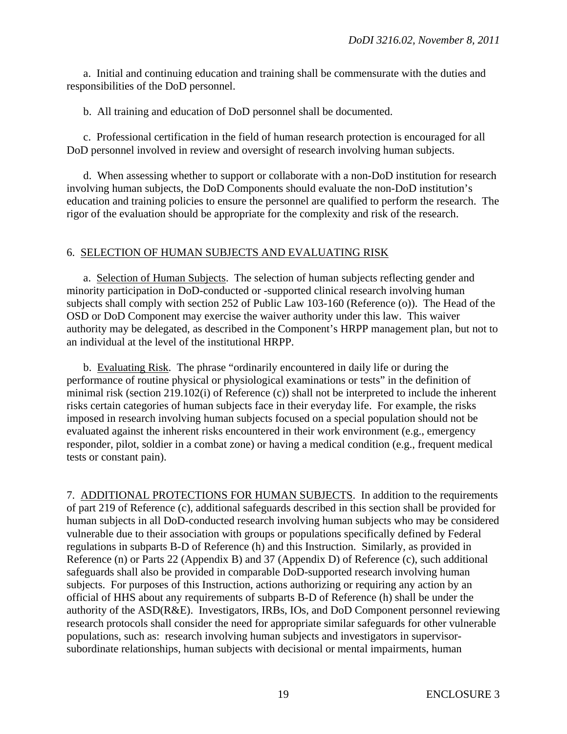a. Initial and continuing education and training shall be commensurate with the duties and responsibilities of the DoD personnel.

b. All training and education of DoD personnel shall be documented.

c. Professional certification in the field of human research protection is encouraged for all DoD personnel involved in review and oversight of research involving human subjects.

d. When assessing whether to support or collaborate with a non-DoD institution for research involving human subjects, the DoD Components should evaluate the non-DoD institution's education and training policies to ensure the personnel are qualified to perform the research. The rigor of the evaluation should be appropriate for the complexity and risk of the research.

6. SELECTION OF HUMAN SUBJECTS AND EVALUATING RISK

a. Selection of Human Subjects. The selection of human subjects reflecting gender and minority participation in DoD-conducted or -supported clinical research involving human subjects shall comply with section 252 of Public Law 103-160 (Reference (o)). The Head of the OSD or DoD Component may exercise the waiver authority under this law. This waiver authority may be delegated, as described in the Component's HRPP management plan, but not to an individual at the level of the institutional HRPP.

b. Evaluating Risk. The phrase "ordinarily encountered in daily life or during the performance of routine physical or physiological examinations or tests" in the definition of minimal risk (section 219.102(i) of Reference (c)) shall not be interpreted to include the inherent risks certain categories of human subjects face in their everyday life. For example, the risks imposed in research involving human subjects focused on a special population should not be evaluated against the inherent risks encountered in their work environment (e.g., emergency responder, pilot, soldier in a combat zone) or having a medical condition (e.g., frequent medical tests or constant pain).

7. ADDITIONAL PROTECTIONS FOR HUMAN SUBJECTS. In addition to the requirements of part 219 of Reference (c), additional safeguards described in this section shall be provided for human subjects in all DoD-conducted research involving human subjects who may be considered vulnerable due to their association with groups or populations specifically defined by Federal regulations in subparts B-D of Reference (h) and this Instruction. Similarly, as provided in Reference (n) or Parts 22 (Appendix B) and 37 (Appendix D) of Reference (c), such additional safeguards shall also be provided in comparable DoD-supported research involving human subjects. For purposes of this Instruction, actions authorizing or requiring any action by an official of HHS about any requirements of subparts B-D of Reference (h) shall be under the authority of the ASD(R&E). Investigators, IRBs, IOs, and DoD Component personnel reviewing research protocols shall consider the need for appropriate similar safeguards for other vulnerable populations, such as: research involving human subjects and investigators in supervisor-subordinate relationships, human subjects with decisional or mental impairments, human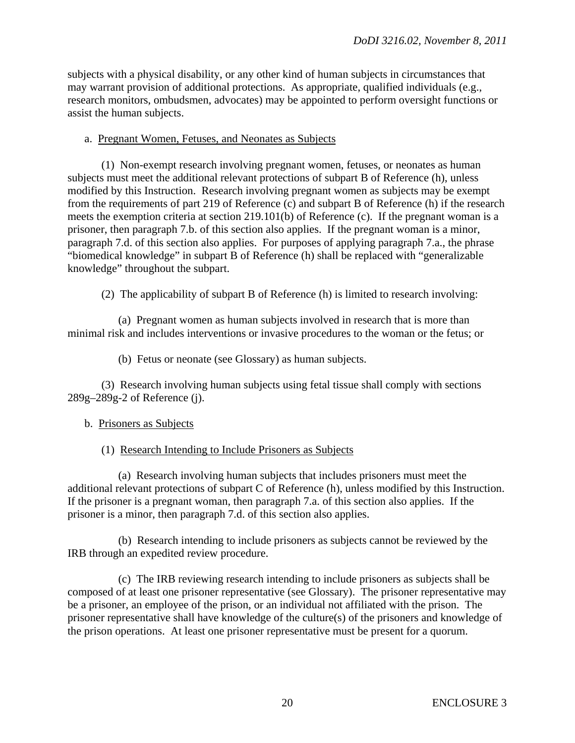subjects with a physical disability, or any other kind of human subjects in circumstances that may warrant provision of additional protections. As appropriate, qualified individuals (e.g., research monitors, ombudsmen, advocates) may be appointed to perform oversight functions or assist the human subjects.

a. Pregnant Women, Fetuses, and Neonates as Subjects

(1) Non-exempt research involving pregnant women, fetuses, or neonates as human subjects must meet the additional relevant protections of subpart B of Reference (h), unless modified by this Instruction. Research involving pregnant women as subjects may be exempt from the requirements of part 219 of Reference (c) and subpart B of Reference (h) if the research meets the exemption criteria at section 219.101(b) of Reference (c). If the pregnant woman is a prisoner, then paragraph 7.b. of this section also applies. If the pregnant woman is a minor, paragraph 7.d. of this section also applies. For purposes of applying paragraph 7.a., the phrase "biomedical knowledge" in subpart B of Reference (h) shall be replaced with "generalizable knowledge" throughout the subpart.

(2) The applicability of subpart B of Reference (h) is limited to research involving:

(a) Pregnant women as human subjects involved in research that is more than minimal risk and includes interventions or invasive procedures to the woman or the fetus; or

(b) Fetus or neonate (see Glossary) as human subjects.

(3) Research involving human subjects using fetal tissue shall comply with sections 289g–289g-2 of Reference (j).

b. Prisoners as Subjects

(1) Research Intending to Include Prisoners as Subjects

(a) Research involving human subjects that includes prisoners must meet the additional relevant protections of subpart C of Reference (h), unless modified by this Instruction. If the prisoner is a pregnant woman, then paragraph 7.a. of this section also applies. If the prisoner is a minor, then paragraph 7.d. of this section also applies.

(b) Research intending to include prisoners as subjects cannot be reviewed by the IRB through an expedited review procedure.

(c) The IRB reviewing research intending to include prisoners as subjects shall be composed of at least one prisoner representative (see Glossary). The prisoner representative may be a prisoner, an employee of the prison, or an individual not affiliated with the prison. The prisoner representative shall have knowledge of the culture(s) of the prisoners and knowledge of the prison operations. At least one prisoner representative must be present for a quorum.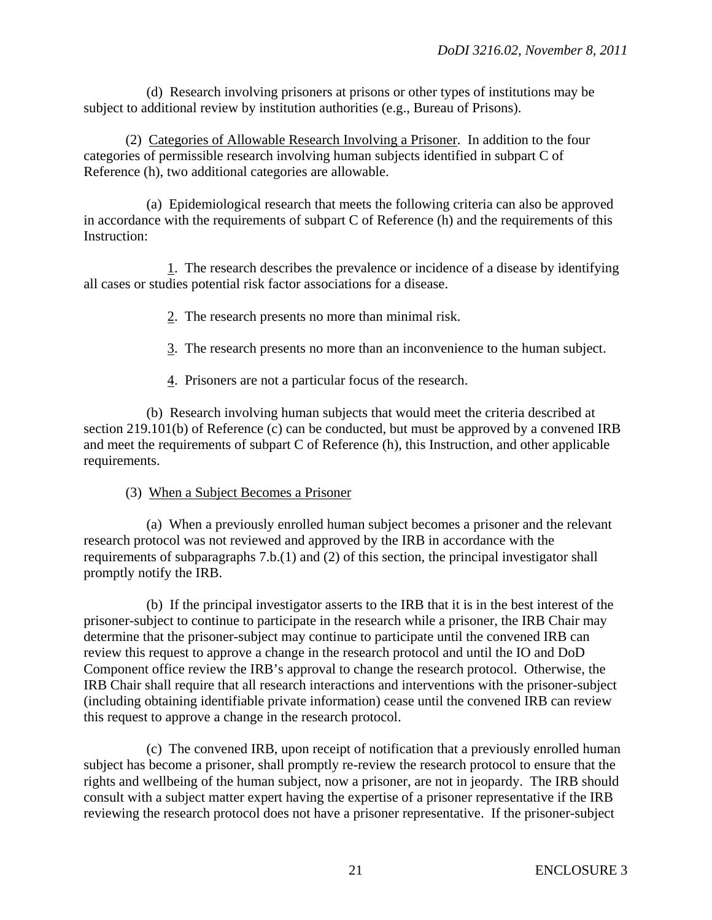(d) Research involving prisoners at prisons or other types of institutions may be subject to additional review by institution authorities (e.g., Bureau of Prisons).

(2) Categories of Allowable Research Involving a Prisoner. In addition to the four categories of permissible research involving human subjects identified in subpart C of Reference (h), two additional categories are allowable.

(a) Epidemiological research that meets the following criteria can also be approved in accordance with the requirements of subpart C of Reference (h) and the requirements of this Instruction:

1. The research describes the prevalence or incidence of a disease by identifying all cases or studies potential risk factor associations for a disease.

2. The research presents no more than minimal risk.

3. The research presents no more than an inconvenience to the human subject.

4. Prisoners are not a particular focus of the research.

(b) Research involving human subjects that would meet the criteria described at section 219.101(b) of Reference (c) can be conducted, but must be approved by a convened IRB and meet the requirements of subpart C of Reference (h), this Instruction, and other applicable requirements.

(3) When a Subject Becomes a Prisoner

(a) When a previously enrolled human subject becomes a prisoner and the relevant research protocol was not reviewed and approved by the IRB in accordance with the requirements of subparagraphs 7.b.(1) and (2) of this section, the principal investigator shall promptly notify the IRB.

(b) If the principal investigator asserts to the IRB that it is in the best interest of the prisoner-subject to continue to participate in the research while a prisoner, the IRB Chair may determine that the prisoner-subject may continue to participate until the convened IRB can review this request to approve a change in the research protocol and until the IO and DoD Component office review the IRB's approval to change the research protocol. Otherwise, the IRB Chair shall require that all research interactions and interventions with the prisoner-subject (including obtaining identifiable private information) cease until the convened IRB can review this request to approve a change in the research protocol.

(c) The convened IRB, upon receipt of notification that a previously enrolled human subject has become a prisoner, shall promptly re-review the research protocol to ensure that the rights and wellbeing of the human subject, now a prisoner, are not in jeopardy. The IRB should consult with a subject matter expert having the expertise of a prisoner representative if the IRB reviewing the research protocol does not have a prisoner representative. If the prisoner-subject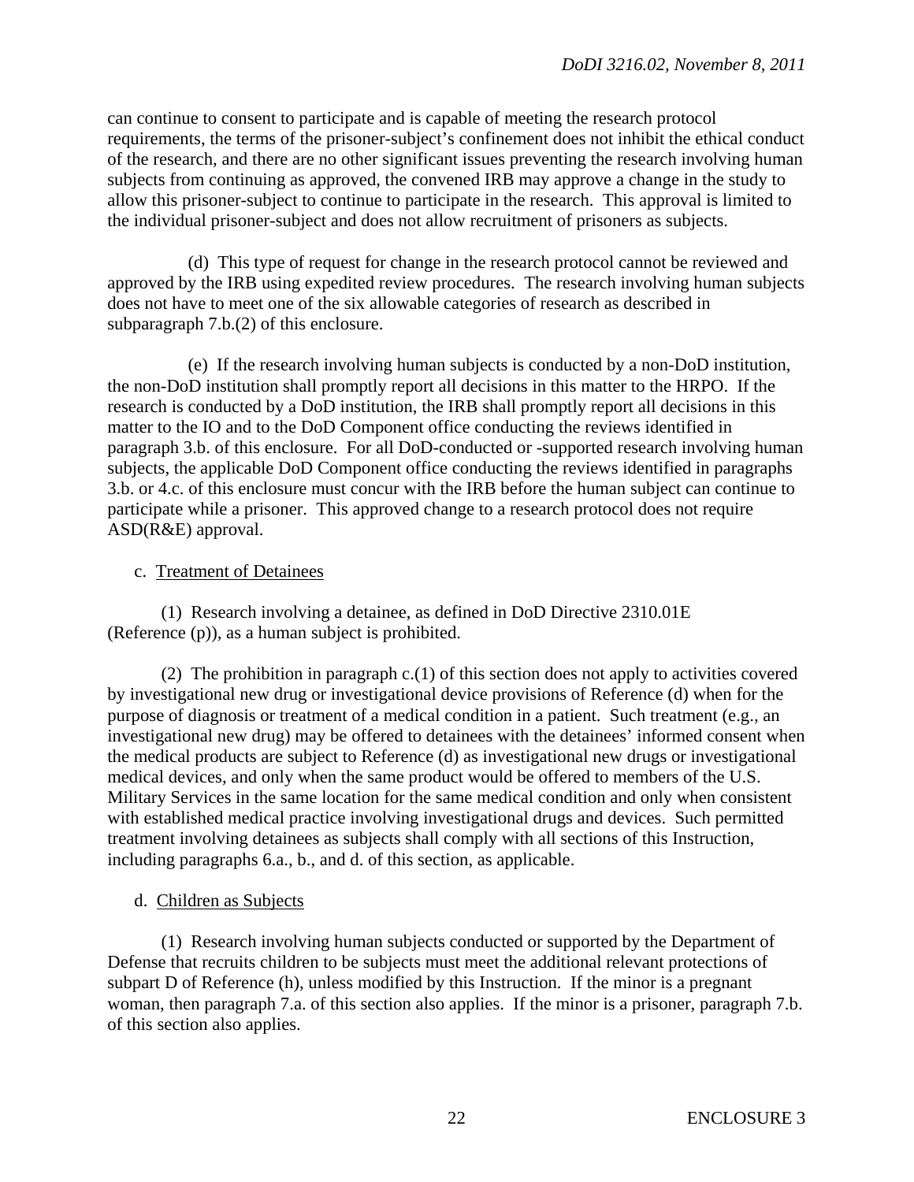can continue to consent to participate and is capable of meeting the research protocol requirements, the terms of the prisoner-subject's confinement does not inhibit the ethical conduct of the research, and there are no other significant issues preventing the research involving human subjects from continuing as approved, the convened IRB may approve a change in the study to allow this prisoner-subject to continue to participate in the research. This approval is limited to the individual prisoner-subject and does not allow recruitment of prisoners as subjects.

(d) This type of request for change in the research protocol cannot be reviewed and approved by the IRB using expedited review procedures. The research involving human subjects does not have to meet one of the six allowable categories of research as described in subparagraph 7.b.(2) of this enclosure.

(e) If the research involving human subjects is conducted by a non-DoD institution, the non-DoD institution shall promptly report all decisions in this matter to the HRPO. If the research is conducted by a DoD institution, the IRB shall promptly report all decisions in this matter to the IO and to the DoD Component office conducting the reviews identified in paragraph 3.b. of this enclosure. For all DoD-conducted or -supported research involving human subjects, the applicable DoD Component office conducting the reviews identified in paragraphs 3.b. or 4.c. of this enclosure must concur with the IRB before the human subject can continue to participate while a prisoner. This approved change to a research protocol does not require ASD(R&E) approval.

c. Treatment of Detainees

(1) Research involving a detainee, as defined in DoD Directive 2310.01E (Reference (p)), as a human subject is prohibited.

(2) The prohibition in paragraph c.(1) of this section does not apply to activities covered by investigational new drug or investigational device provisions of Reference (d) when for the purpose of diagnosis or treatment of a medical condition in a patient. Such treatment (e.g., an investigational new drug) may be offered to detainees with the detainees' informed consent when the medical products are subject to Reference (d) as investigational new drugs or investigational medical devices, and only when the same product would be offered to members of the U.S. Military Services in the same location for the same medical condition and only when consistent with established medical practice involving investigational drugs and devices. Such permitted treatment involving detainees as subjects shall comply with all sections of this Instruction, including paragraphs 6.a., b., and d. of this section, as applicable.

d. Children as Subjects

(1) Research involving human subjects conducted or supported by the Department of Defense that recruits children to be subjects must meet the additional relevant protections of subpart D of Reference (h), unless modified by this Instruction. If the minor is a pregnant woman, then paragraph 7.a. of this section also applies. If the minor is a prisoner, paragraph 7.b. of this section also applies.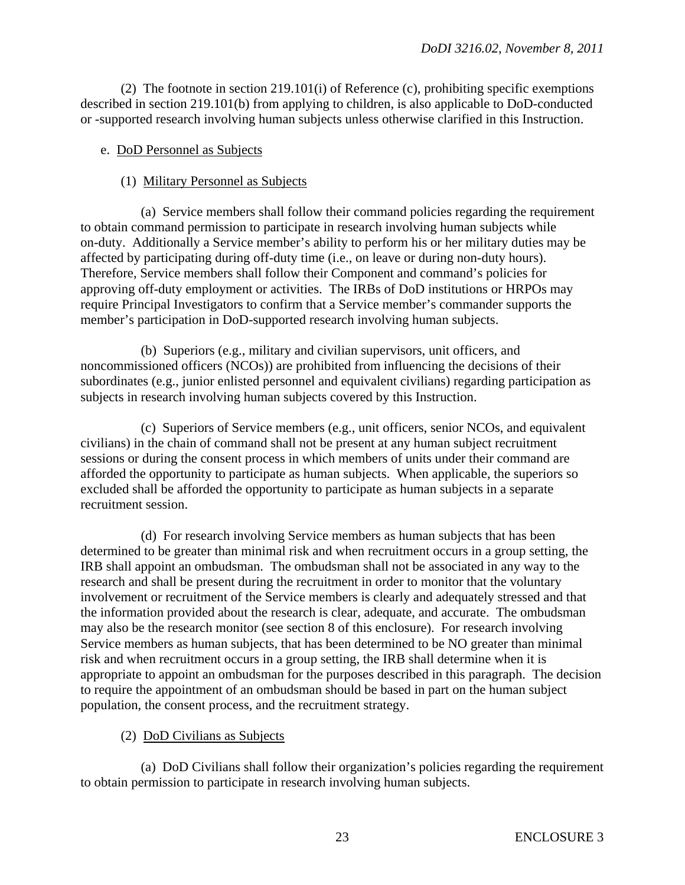(2) The footnote in section 219.101(i) of Reference (c), prohibiting specific exemptions described in section 219.101(b) from applying to children, is also applicable to DoD-conducted or -supported research involving human subjects unless otherwise clarified in this Instruction.

e. DoD Personnel as Subjects

(1) Military Personnel as Subjects

(a) Service members shall follow their command policies regarding the requirement to obtain command permission to participate in research involving human subjects while on-duty. Additionally a Service member's ability to perform his or her military duties may be affected by participating during off-duty time (i.e., on leave or during non-duty hours). Therefore, Service members shall follow their Component and command's policies for approving off-duty employment or activities. The IRBs of DoD institutions or HRPOs may require Principal Investigators to confirm that a Service member's commander supports the member's participation in DoD-supported research involving human subjects.

(b) Superiors (e.g., military and civilian supervisors, unit officers, and noncommissioned officers (NCOs)) are prohibited from influencing the decisions of their subordinates (e.g., junior enlisted personnel and equivalent civilians) regarding participation as subjects in research involving human subjects covered by this Instruction.

(c) Superiors of Service members (e.g., unit officers, senior NCOs, and equivalent civilians) in the chain of command shall not be present at any human subject recruitment sessions or during the consent process in which members of units under their command are afforded the opportunity to participate as human subjects. When applicable, the superiors so excluded shall be afforded the opportunity to participate as human subjects in a separate recruitment session.

(d) For research involving Service members as human subjects that has been determined to be greater than minimal risk and when recruitment occurs in a group setting, the IRB shall appoint an ombudsman. The ombudsman shall not be associated in any way to the research and shall be present during the recruitment in order to monitor that the voluntary involvement or recruitment of the Service members is clearly and adequately stressed and that the information provided about the research is clear, adequate, and accurate. The ombudsman may also be the research monitor (see section 8 of this enclosure). For research involving Service members as human subjects, that has been determined to be NO greater than minimal risk and when recruitment occurs in a group setting, the IRB shall determine when it is appropriate to appoint an ombudsman for the purposes described in this paragraph. The decision to require the appointment of an ombudsman should be based in part on the human subject population, the consent process, and the recruitment strategy.

(2) DoD Civilians as Subjects

(a) DoD Civilians shall follow their organization's policies regarding the requirement to obtain permission to participate in research involving human subjects.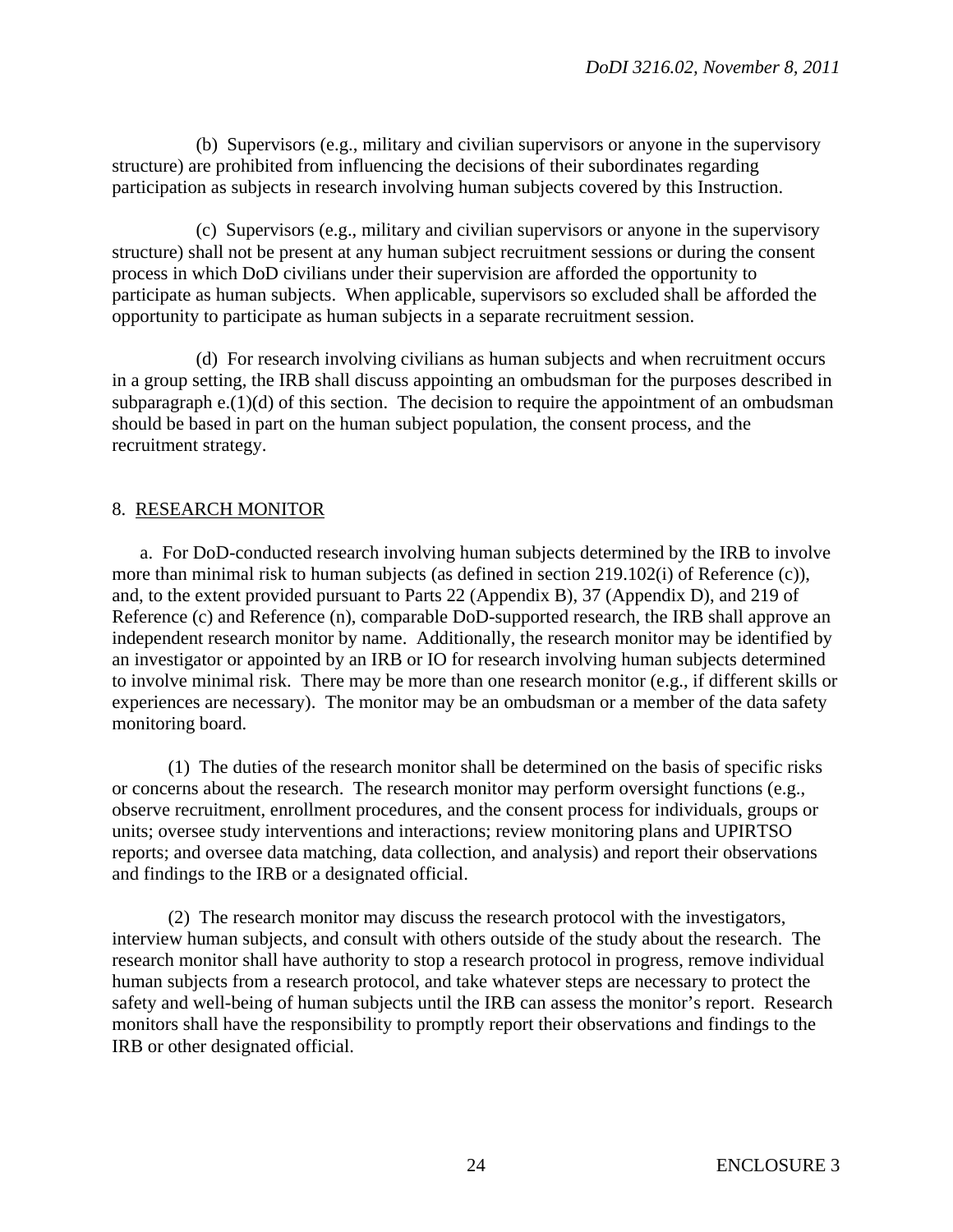(b) Supervisors (e.g., military and civilian supervisors or anyone in the supervisory structure) are prohibited from influencing the decisions of their subordinates regarding participation as subjects in research involving human subjects covered by this Instruction.

(c) Supervisors (e.g., military and civilian supervisors or anyone in the supervisory structure) shall not be present at any human subject recruitment sessions or during the consent process in which DoD civilians under their supervision are afforded the opportunity to participate as human subjects. When applicable, supervisors so excluded shall be afforded the opportunity to participate as human subjects in a separate recruitment session.

(d) For research involving civilians as human subjects and when recruitment occurs in a group setting, the IRB shall discuss appointing an ombudsman for the purposes described in subparagraph e.(1)(d) of this section. The decision to require the appointment of an ombudsman should be based in part on the human subject population, the consent process, and the recruitment strategy.

## 8. RESEARCH MONITOR

a. For DoD-conducted research involving human subjects determined by the IRB to involve more than minimal risk to human subjects (as defined in section 219.102(i) of Reference (c)), and, to the extent provided pursuant to Parts 22 (Appendix B), 37 (Appendix D), and 219 of Reference (c) and Reference (n), comparable DoD-supported research, the IRB shall approve an independent research monitor by name. Additionally, the research monitor may be identified by an investigator or appointed by an IRB or IO for research involving human subjects determined to involve minimal risk. There may be more than one research monitor (e.g., if different skills or experiences are necessary). The monitor may be an ombudsman or a member of the data safety monitoring board.

(1) The duties of the research monitor shall be determined on the basis of specific risks or concerns about the research. The research monitor may perform oversight functions (e.g., observe recruitment, enrollment procedures, and the consent process for individuals, groups or units; oversee study interventions and interactions; review monitoring plans and UPIRTSO reports; and oversee data matching, data collection, and analysis) and report their observations and findings to the IRB or a designated official.

(2) The research monitor may discuss the research protocol with the investigators, interview human subjects, and consult with others outside of the study about the research. The research monitor shall have authority to stop a research protocol in progress, remove individual human subjects from a research protocol, and take whatever steps are necessary to protect the safety and well-being of human subjects until the IRB can assess the monitor's report. Research monitors shall have the responsibility to promptly report their observations and findings to the IRB or other designated official.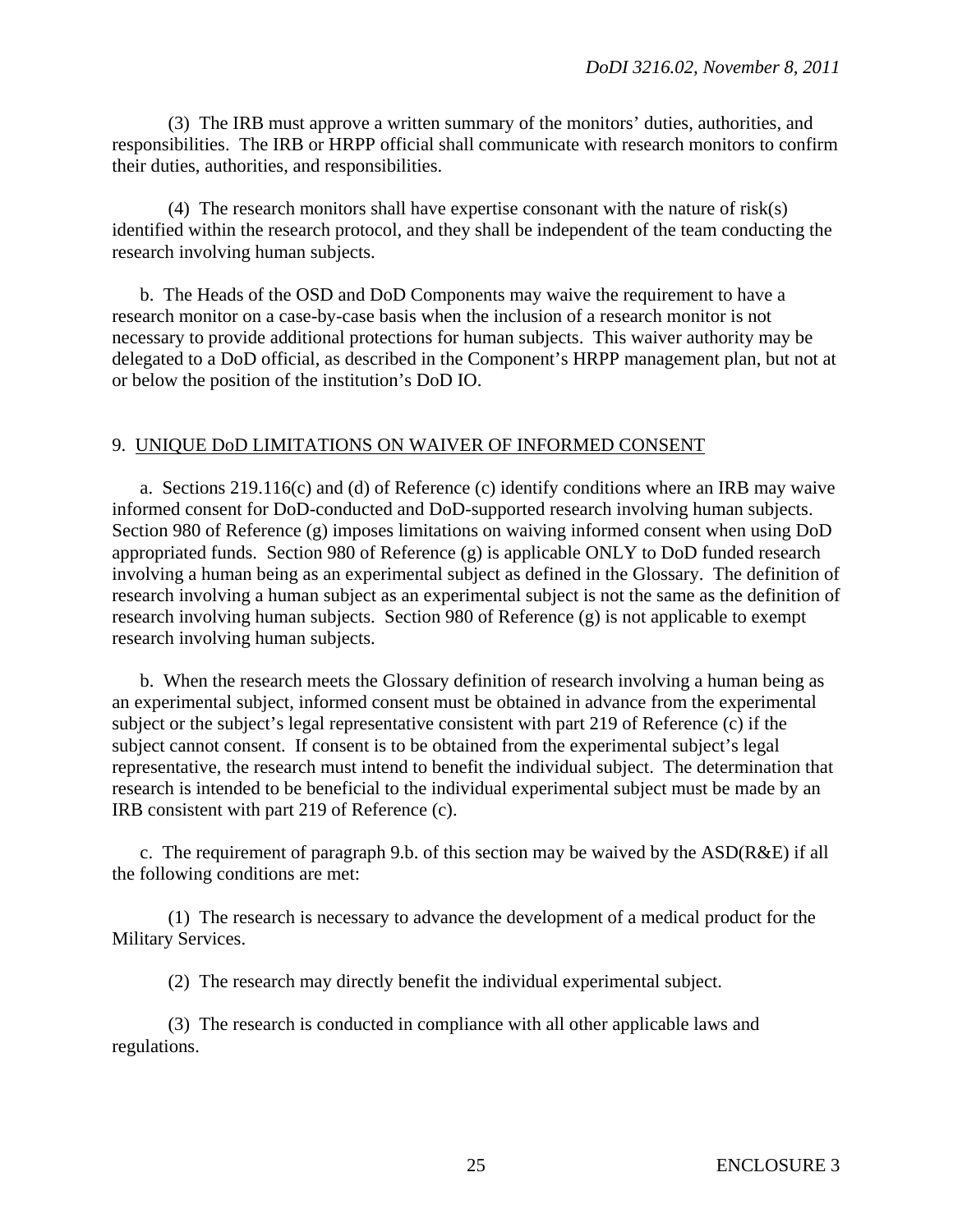(3) The IRB must approve a written summary of the monitors' duties, authorities, and responsibilities. The IRB or HRPP official shall communicate with research monitors to confirm their duties, authorities, and responsibilities.

(4) The research monitors shall have expertise consonant with the nature of risk(s) identified within the research protocol, and they shall be independent of the team conducting the research involving human subjects.

b. The Heads of the OSD and DoD Components may waive the requirement to have a research monitor on a case-by-case basis when the inclusion of a research monitor is not necessary to provide additional protections for human subjects. This waiver authority may be delegated to a DoD official, as described in the Component's HRPP management plan, but not at or below the position of the institution's DoD IO.

9. UNIQUE DoD LIMITATIONS ON WAIVER OF INFORMED CONSENT

a. Sections 219.116(c) and (d) of Reference (c) identify conditions where an IRB may waive informed consent for DoD-conducted and DoD-supported research involving human subjects. Section 980 of Reference (g) imposes limitations on waiving informed consent when using DoD appropriated funds. Section 980 of Reference (g) is applicable ONLY to DoD funded research involving a human being as an experimental subject as defined in the Glossary. The definition of research involving a human subject as an experimental subject is not the same as the definition of research involving human subjects. Section 980 of Reference (g) is not applicable to exempt research involving human subjects.

b. When the research meets the Glossary definition of research involving a human being as an experimental subject, informed consent must be obtained in advance from the experimental subject or the subject's legal representative consistent with part 219 of Reference (c) if the subject cannot consent. If consent is to be obtained from the experimental subject's legal representative, the research must intend to benefit the individual subject. The determination that research is intended to be beneficial to the individual experimental subject must be made by an IRB consistent with part 219 of Reference (c).

c. The requirement of paragraph 9.b. of this section may be waived by the ASD(R&E) if all the following conditions are met:

(1) The research is necessary to advance the development of a medical product for the Military Services.

(2) The research may directly benefit the individual experimental subject.

(3) The research is conducted in compliance with all other applicable laws and regulations.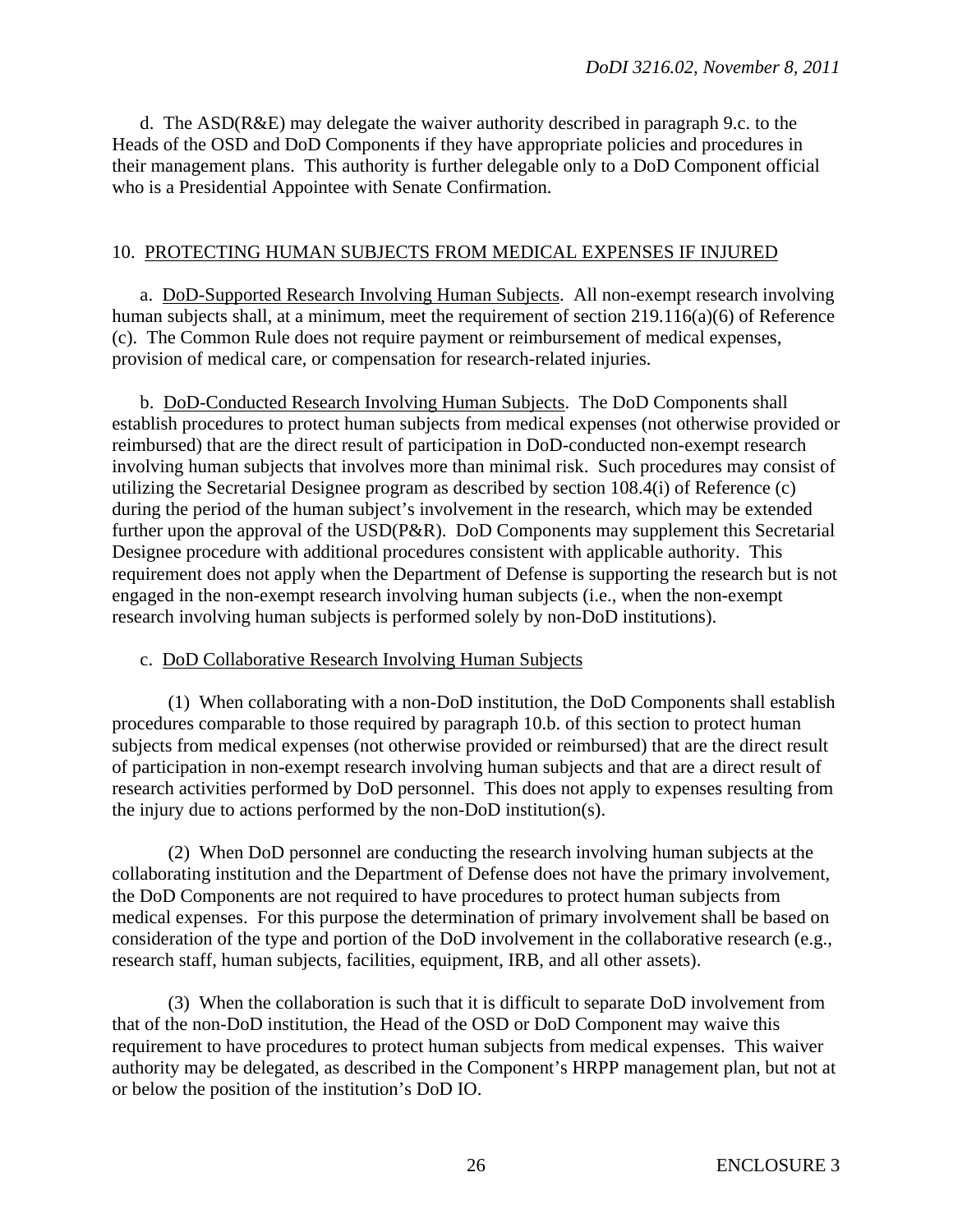d. The ASD(R&E) may delegate the waiver authority described in paragraph 9.c. to the Heads of the OSD and DoD Components if they have appropriate policies and procedures in their management plans. This authority is further delegable only to a DoD Component official who is a Presidential Appointee with Senate Confirmation.

10. PROTECTING HUMAN SUBJECTS FROM MEDICAL EXPENSES IF INJURED

a. DoD-Supported Research Involving Human Subjects. All non-exempt research involving human subjects shall, at a minimum, meet the requirement of section 219.116(a)(6) of Reference (c). The Common Rule does not require payment or reimbursement of medical expenses, provision of medical care, or compensation for research-related injuries.

b. DoD-Conducted Research Involving Human Subjects. The DoD Components shall establish procedures to protect human subjects from medical expenses (not otherwise provided or reimbursed) that are the direct result of participation in DoD-conducted non-exempt research involving human subjects that involves more than minimal risk. Such procedures may consist of utilizing the Secretarial Designee program as described by section 108.4(i) of Reference (c) during the period of the human subject's involvement in the research, which may be extended further upon the approval of the USD(P&R). DoD Components may supplement this Secretarial Designee procedure with additional procedures consistent with applicable authority. This requirement does not apply when the Department of Defense is supporting the research but is not engaged in the non-exempt research involving human subjects (i.e., when the non-exempt research involving human subjects is performed solely by non-DoD institutions).

c. DoD Collaborative Research Involving Human Subjects

(1) When collaborating with a non-DoD institution, the DoD Components shall establish procedures comparable to those required by paragraph 10.b. of this section to protect human subjects from medical expenses (not otherwise provided or reimbursed) that are the direct result of participation in non-exempt research involving human subjects and that are a direct result of research activities performed by DoD personnel. This does not apply to expenses resulting from the injury due to actions performed by the non-DoD institution(s).

(2) When DoD personnel are conducting the research involving human subjects at the collaborating institution and the Department of Defense does not have the primary involvement, the DoD Components are not required to have procedures to protect human subjects from medical expenses. For this purpose the determination of primary involvement shall be based on consideration of the type and portion of the DoD involvement in the collaborative research (e.g., research staff, human subjects, facilities, equipment, IRB, and all other assets).

(3) When the collaboration is such that it is difficult to separate DoD involvement from that of the non-DoD institution, the Head of the OSD or DoD Component may waive this requirement to have procedures to protect human subjects from medical expenses. This waiver authority may be delegated, as described in the Component's HRPP management plan, but not at or below the position of the institution's DoD IO.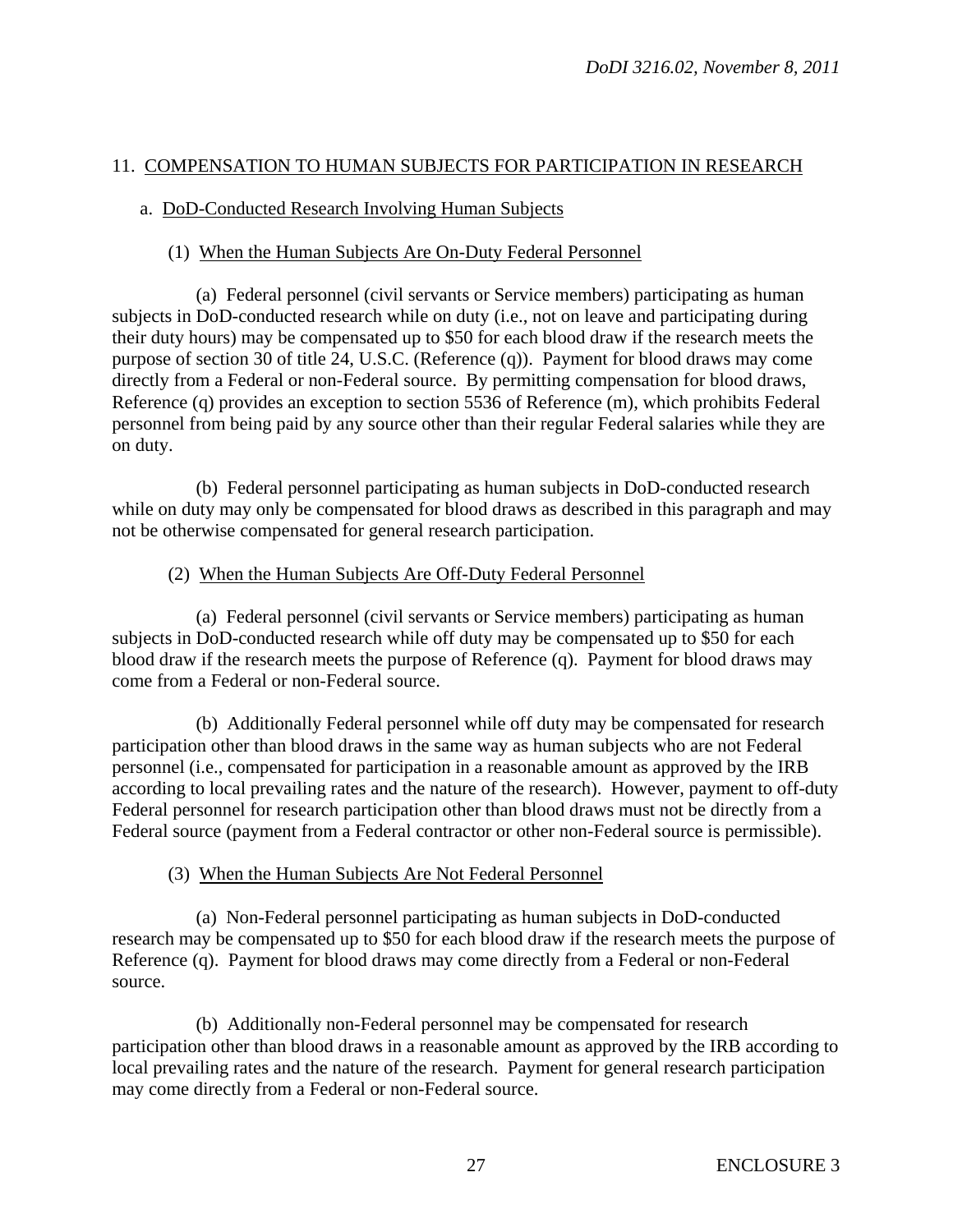## 11. COMPENSATION TO HUMAN SUBJECTS FOR PARTICIPATION IN RESEARCH

### a. DoD-Conducted Research Involving Human Subjects

#### (1) When the Human Subjects Are On-Duty Federal Personnel

(a) Federal personnel (civil servants or Service members) participating as human subjects in DoD-conducted research while on duty (i.e., not on leave and participating during their duty hours) may be compensated up to $50 for each blood draw if the research meets the purpose of section 30 of title 24, U.S.C. (Reference (q)). Payment for blood draws may come directly from a Federal or non-Federal source. By permitting compensation for blood draws, Reference (q) provides an exception to section 5536 of Reference (m), which prohibits Federal personnel from being paid by any source other than their regular Federal salaries while they are on duty.

(b) Federal personnel participating as human subjects in DoD-conducted research while on duty may only be compensated for blood draws as described in this paragraph and may not be otherwise compensated for general research participation.

#### (2) When the Human Subjects Are Off-Duty Federal Personnel

(a) Federal personnel (civil servants or Service members) participating as human subjects in DoD-conducted research while off duty may be compensated up to $50 for each blood draw if the research meets the purpose of Reference (q). Payment for blood draws may come from a Federal or non-Federal source.

(b) Additionally Federal personnel while off duty may be compensated for research participation other than blood draws in the same way as human subjects who are not Federal personnel (i.e., compensated for participation in a reasonable amount as approved by the IRB according to local prevailing rates and the nature of the research). However, payment to off-duty Federal personnel for research participation other than blood draws must not be directly from a Federal source (payment from a Federal contractor or other non-Federal source is permissible).

#### (3) When the Human Subjects Are Not Federal Personnel

(a) Non-Federal personnel participating as human subjects in DoD-conducted research may be compensated up to $50 for each blood draw if the research meets the purpose of Reference (q). Payment for blood draws may come directly from a Federal or non-Federal source.

(b) Additionally non-Federal personnel may be compensated for research participation other than blood draws in a reasonable amount as approved by the IRB according to local prevailing rates and the nature of the research. Payment for general research participation may come directly from a Federal or non-Federal source.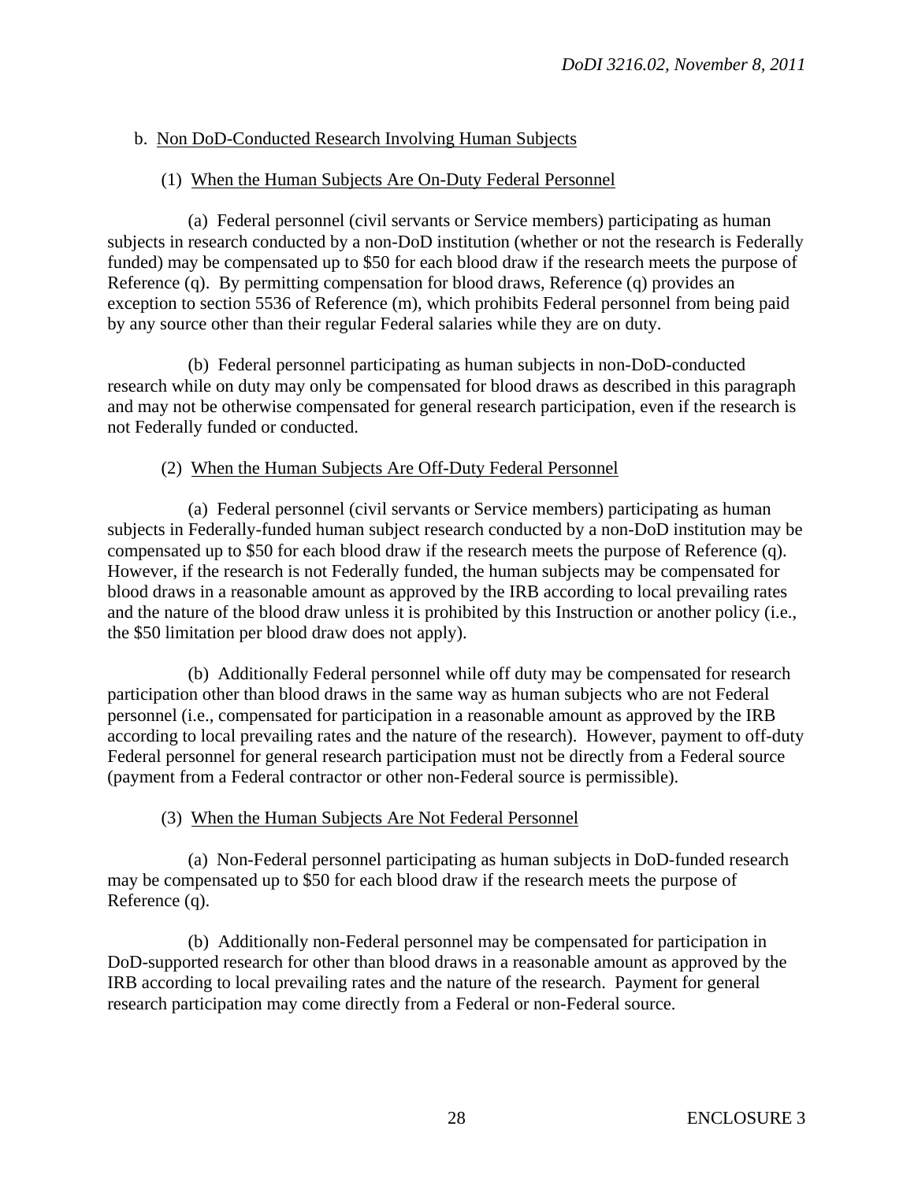b. Non DoD-Conducted Research Involving Human Subjects

(1) When the Human Subjects Are On-Duty Federal Personnel

(a) Federal personnel (civil servants or Service members) participating as human subjects in research conducted by a non-DoD institution (whether or not the research is Federally funded) may be compensated up to $50 for each blood draw if the research meets the purpose of Reference (q). By permitting compensation for blood draws, Reference (q) provides an exception to section 5536 of Reference (m), which prohibits Federal personnel from being paid by any source other than their regular Federal salaries while they are on duty.

(b) Federal personnel participating as human subjects in non-DoD-conducted research while on duty may only be compensated for blood draws as described in this paragraph and may not be otherwise compensated for general research participation, even if the research is not Federally funded or conducted.

(2) When the Human Subjects Are Off-Duty Federal Personnel

(a) Federal personnel (civil servants or Service members) participating as human subjects in Federally-funded human subject research conducted by a non-DoD institution may be compensated up to $50 for each blood draw if the research meets the purpose of Reference (q). However, if the research is not Federally funded, the human subjects may be compensated for blood draws in a reasonable amount as approved by the IRB according to local prevailing rates and the nature of the blood draw unless it is prohibited by this Instruction or another policy (i.e., the $50 limitation per blood draw does not apply).

(b) Additionally Federal personnel while off duty may be compensated for research participation other than blood draws in the same way as human subjects who are not Federal personnel (i.e., compensated for participation in a reasonable amount as approved by the IRB according to local prevailing rates and the nature of the research). However, payment to off-duty Federal personnel for general research participation must not be directly from a Federal source (payment from a Federal contractor or other non-Federal source is permissible).

(3) When the Human Subjects Are Not Federal Personnel

(a) Non-Federal personnel participating as human subjects in DoD-funded research may be compensated up to $50 for each blood draw if the research meets the purpose of Reference (q).

(b) Additionally non-Federal personnel may be compensated for participation in DoD-supported research for other than blood draws in a reasonable amount as approved by the IRB according to local prevailing rates and the nature of the research. Payment for general research participation may come directly from a Federal or non-Federal source.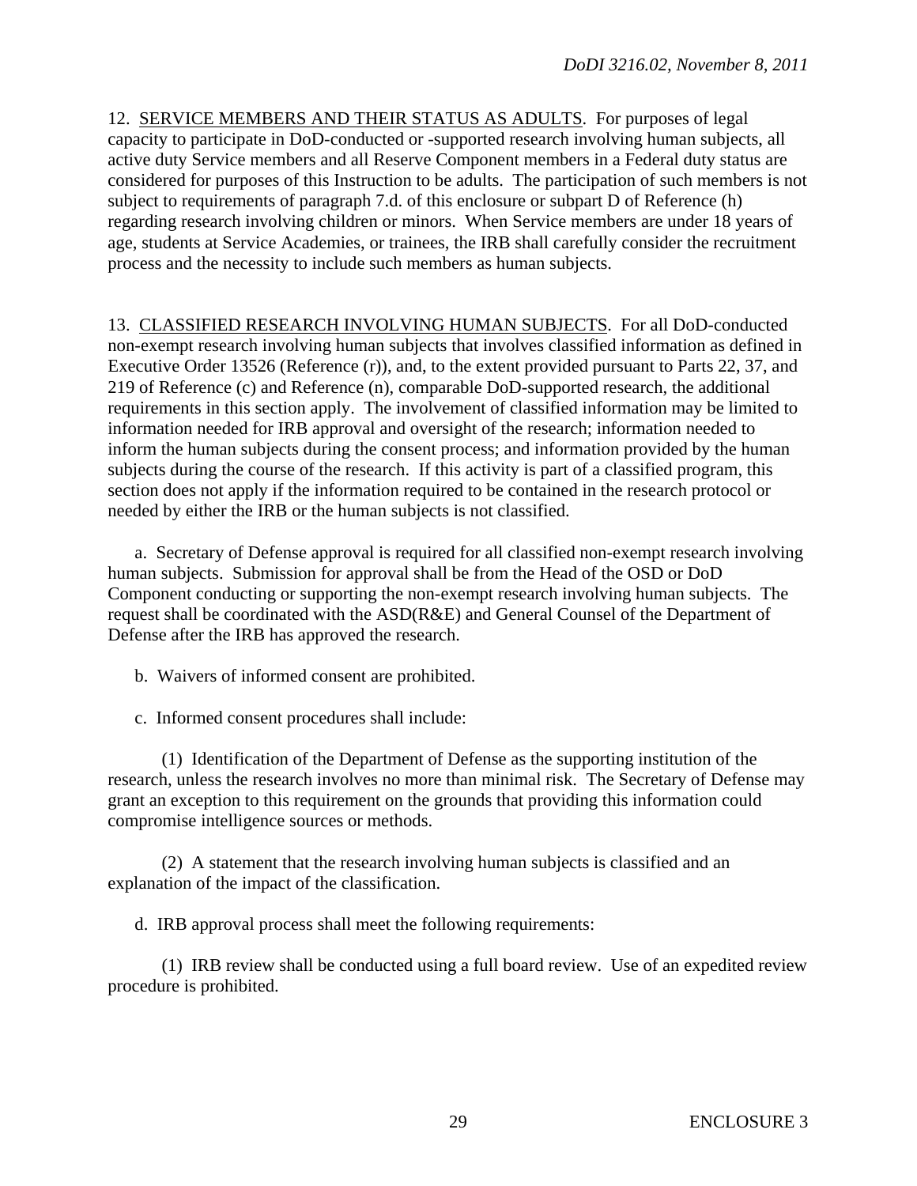12. <u>SERVICE MEMBERS AND THEIR STATUS AS ADULTS</u>. For purposes of legal capacity to participate in DoD-conducted or -supported research involving human subjects, all active duty Service members and all Reserve Component members in a Federal duty status are considered for purposes of this Instruction to be adults. The participation of such members is not subject to requirements of paragraph 7.d. of this enclosure or subpart D of Reference (h) regarding research involving children or minors. When Service members are under 18 years of age, students at Service Academies, or trainees, the IRB shall carefully consider the recruitment process and the necessity to include such members as human subjects.

13. <u>CLASSIFIED RESEARCH INVOLVING HUMAN SUBJECTS</u>. For all DoD-conducted non-exempt research involving human subjects that involves classified information as defined in Executive Order 13526 (Reference (r)), and, to the extent provided pursuant to Parts 22, 37, and 219 of Reference (c) and Reference (n), comparable DoD-supported research, the additional requirements in this section apply. The involvement of classified information may be limited to information needed for IRB approval and oversight of the research; information needed to inform the human subjects during the consent process; and information provided by the human subjects during the course of the research. If this activity is part of a classified program, this section does not apply if the information required to be contained in the research protocol or needed by either the IRB or the human subjects is not classified.

a. Secretary of Defense approval is required for all classified non-exempt research involving human subjects. Submission for approval shall be from the Head of the OSD or DoD Component conducting or supporting the non-exempt research involving human subjects. The request shall be coordinated with the ASD(R&E) and General Counsel of the Department of Defense after the IRB has approved the research.

b. Waivers of informed consent are prohibited.

c. Informed consent procedures shall include:

(1) Identification of the Department of Defense as the supporting institution of the research, unless the research involves no more than minimal risk. The Secretary of Defense may grant an exception to this requirement on the grounds that providing this information could compromise intelligence sources or methods.

(2) A statement that the research involving human subjects is classified and an explanation of the impact of the classification.

d. IRB approval process shall meet the following requirements:

(1) IRB review shall be conducted using a full board review. Use of an expedited review procedure is prohibited.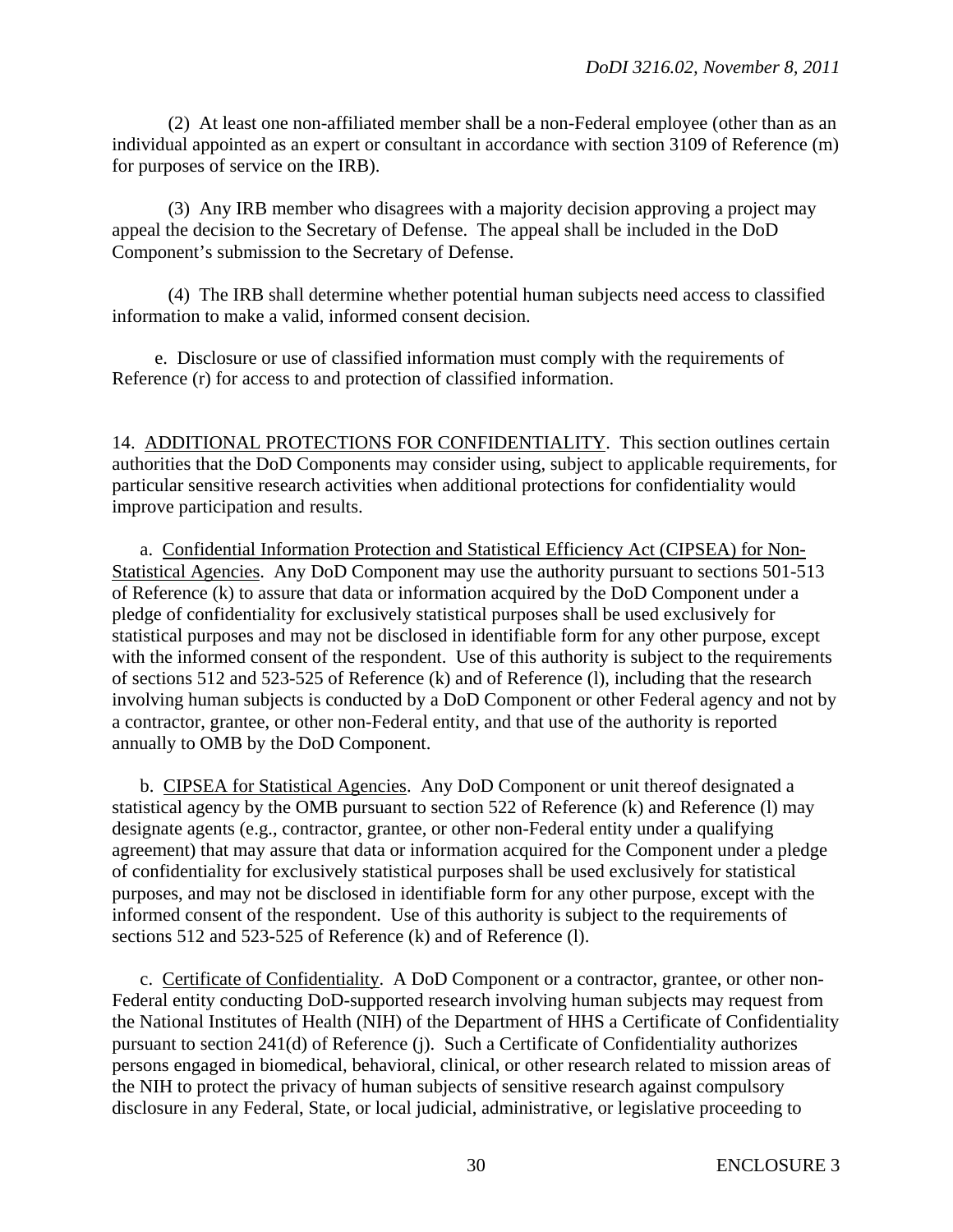(2) At least one non-affiliated member shall be a non-Federal employee (other than as an individual appointed as an expert or consultant in accordance with section 3109 of Reference (m) for purposes of service on the IRB).

(3) Any IRB member who disagrees with a majority decision approving a project may appeal the decision to the Secretary of Defense. The appeal shall be included in the DoD Component's submission to the Secretary of Defense.

(4) The IRB shall determine whether potential human subjects need access to classified information to make a valid, informed consent decision.

e. Disclosure or use of classified information must comply with the requirements of Reference (r) for access to and protection of classified information.

14. ADDITIONAL PROTECTIONS FOR CONFIDENTIALITY. This section outlines certain authorities that the DoD Components may consider using, subject to applicable requirements, for particular sensitive research activities when additional protections for confidentiality would improve participation and results.

a. Confidential Information Protection and Statistical Efficiency Act (CIPSEA) for Non-Statistical Agencies. Any DoD Component may use the authority pursuant to sections 501-513 of Reference (k) to assure that data or information acquired by the DoD Component under a pledge of confidentiality for exclusively statistical purposes shall be used exclusively for statistical purposes and may not be disclosed in identifiable form for any other purpose, except with the informed consent of the respondent. Use of this authority is subject to the requirements of sections 512 and 523-525 of Reference (k) and of Reference (l), including that the research involving human subjects is conducted by a DoD Component or other Federal agency and not by a contractor, grantee, or other non-Federal entity, and that use of the authority is reported annually to OMB by the DoD Component.

b. CIPSEA for Statistical Agencies. Any DoD Component or unit thereof designated a statistical agency by the OMB pursuant to section 522 of Reference (k) and Reference (l) may designate agents (e.g., contractor, grantee, or other non-Federal entity under a qualifying agreement) that may assure that data or information acquired for the Component under a pledge of confidentiality for exclusively statistical purposes shall be used exclusively for statistical purposes, and may not be disclosed in identifiable form for any other purpose, except with the informed consent of the respondent. Use of this authority is subject to the requirements of sections 512 and 523-525 of Reference (k) and of Reference (l).

c. Certificate of Confidentiality. A DoD Component or a contractor, grantee, or other non-Federal entity conducting DoD-supported research involving human subjects may request from the National Institutes of Health (NIH) of the Department of HHS a Certificate of Confidentiality pursuant to section 241(d) of Reference (j). Such a Certificate of Confidentiality authorizes persons engaged in biomedical, behavioral, clinical, or other research related to mission areas of the NIH to protect the privacy of human subjects of sensitive research against compulsory disclosure in any Federal, State, or local judicial, administrative, or legislative proceeding to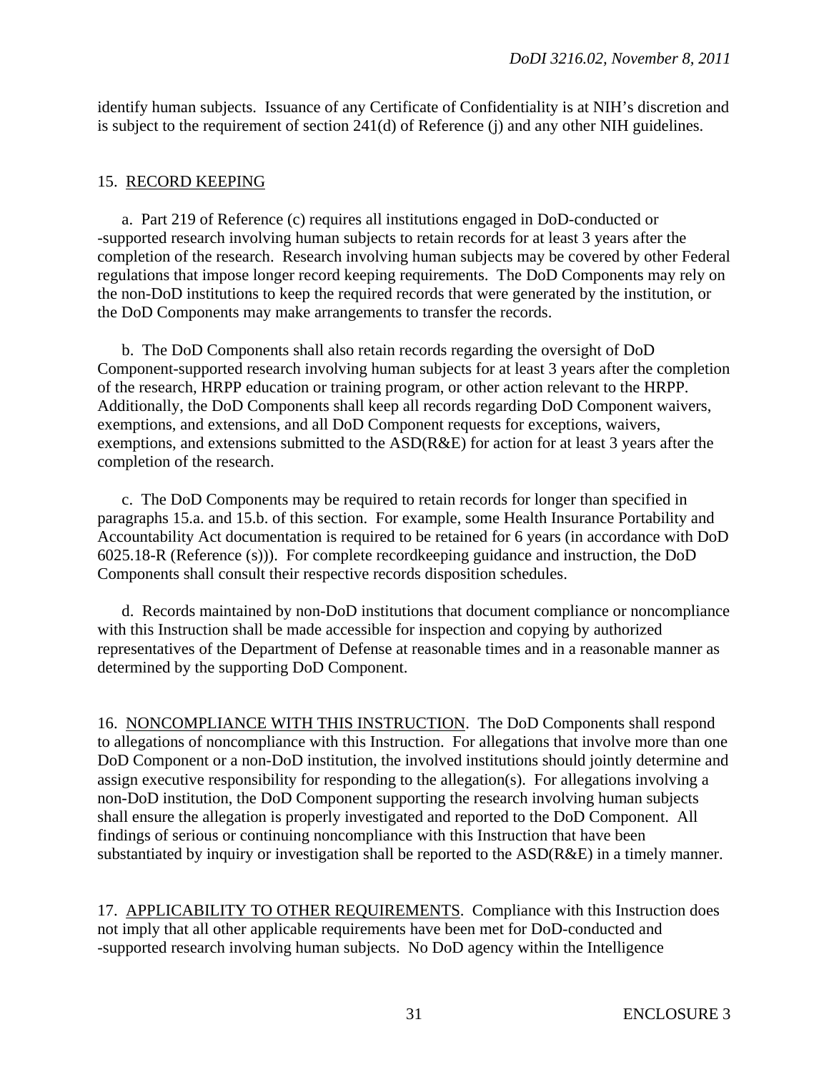identify human subjects. Issuance of any Certificate of Confidentiality is at NIH's discretion and is subject to the requirement of section 241(d) of Reference (j) and any other NIH guidelines.

15. <u>RECORD KEEPING</u>

a. Part 219 of Reference (c) requires all institutions engaged in DoD-conducted or -supported research involving human subjects to retain records for at least 3 years after the completion of the research. Research involving human subjects may be covered by other Federal regulations that impose longer record keeping requirements. The DoD Components may rely on the non-DoD institutions to keep the required records that were generated by the institution, or the DoD Components may make arrangements to transfer the records.

b. The DoD Components shall also retain records regarding the oversight of DoD Component-supported research involving human subjects for at least 3 years after the completion of the research, HRPP education or training program, or other action relevant to the HRPP. Additionally, the DoD Components shall keep all records regarding DoD Component waivers, exemptions, and extensions, and all DoD Component requests for exceptions, waivers, exemptions, and extensions submitted to the ASD(R&E) for action for at least 3 years after the completion of the research.

c. The DoD Components may be required to retain records for longer than specified in paragraphs 15.a. and 15.b. of this section. For example, some Health Insurance Portability and Accountability Act documentation is required to be retained for 6 years (in accordance with DoD 6025.18-R (Reference (s))). For complete recordkeeping guidance and instruction, the DoD Components shall consult their respective records disposition schedules.

d. Records maintained by non-DoD institutions that document compliance or noncompliance with this Instruction shall be made accessible for inspection and copying by authorized representatives of the Department of Defense at reasonable times and in a reasonable manner as determined by the supporting DoD Component.

16. <u>NONCOMPLIANCE WITH THIS INSTRUCTION</u>. The DoD Components shall respond to allegations of noncompliance with this Instruction. For allegations that involve more than one DoD Component or a non-DoD institution, the involved institutions should jointly determine and assign executive responsibility for responding to the allegation(s). For allegations involving a non-DoD institution, the DoD Component supporting the research involving human subjects shall ensure the allegation is properly investigated and reported to the DoD Component. All findings of serious or continuing noncompliance with this Instruction that have been substantiated by inquiry or investigation shall be reported to the ASD(R&E) in a timely manner.

17. <u>APPLICABILITY TO OTHER REQUIREMENTS</u>. Compliance with this Instruction does not imply that all other applicable requirements have been met for DoD-conducted and -supported research involving human subjects. No DoD agency within the Intelligence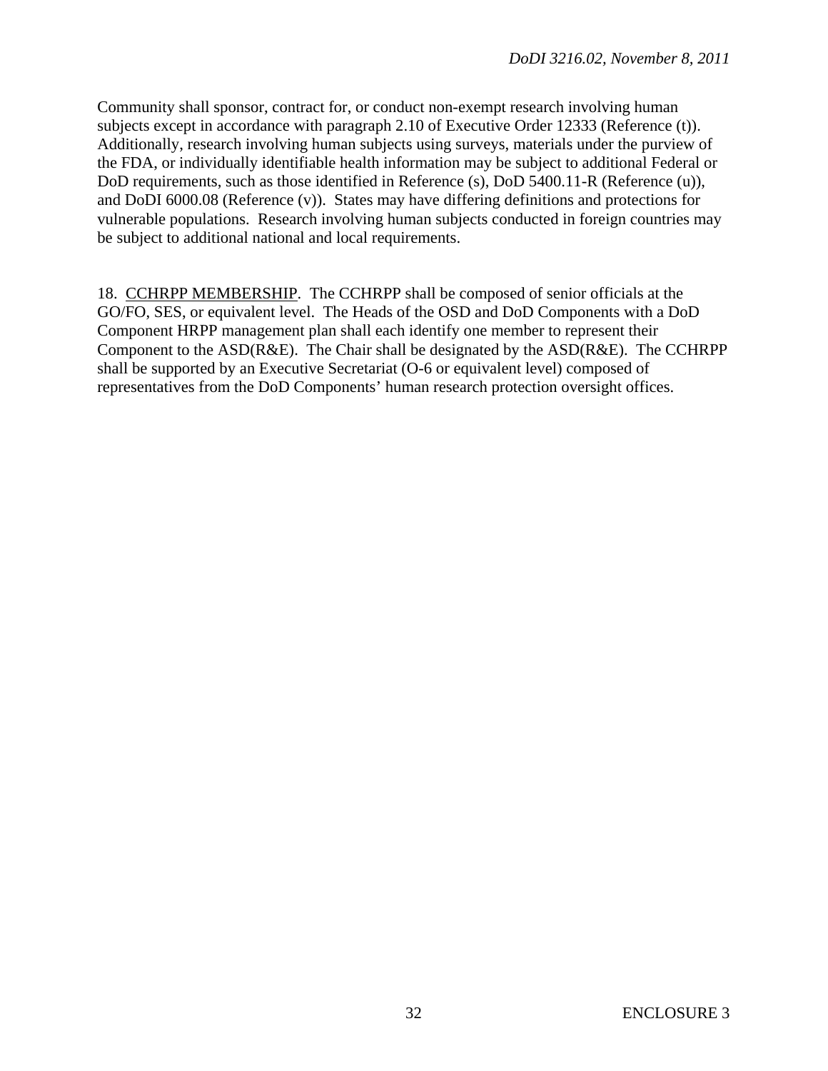Community shall sponsor, contract for, or conduct non-exempt research involving human subjects except in accordance with paragraph 2.10 of Executive Order 12333 (Reference (t)). Additionally, research involving human subjects using surveys, materials under the purview of the FDA, or individually identifiable health information may be subject to additional Federal or DoD requirements, such as those identified in Reference (s), DoD 5400.11-R (Reference (u)), and DoDI 6000.08 (Reference (v)). States may have differing definitions and protections for vulnerable populations. Research involving human subjects conducted in foreign countries may be subject to additional national and local requirements.

18. CCHRPP MEMBERSHIP. The CCHRPP shall be composed of senior officials at the GO/FO, SES, or equivalent level. The Heads of the OSD and DoD Components with a DoD Component HRPP management plan shall each identify one member to represent their Component to the ASD(R&E). The Chair shall be designated by the ASD(R&E). The CCHRPP shall be supported by an Executive Secretariat (O-6 or equivalent level) composed of representatives from the DoD Components' human research protection oversight offices.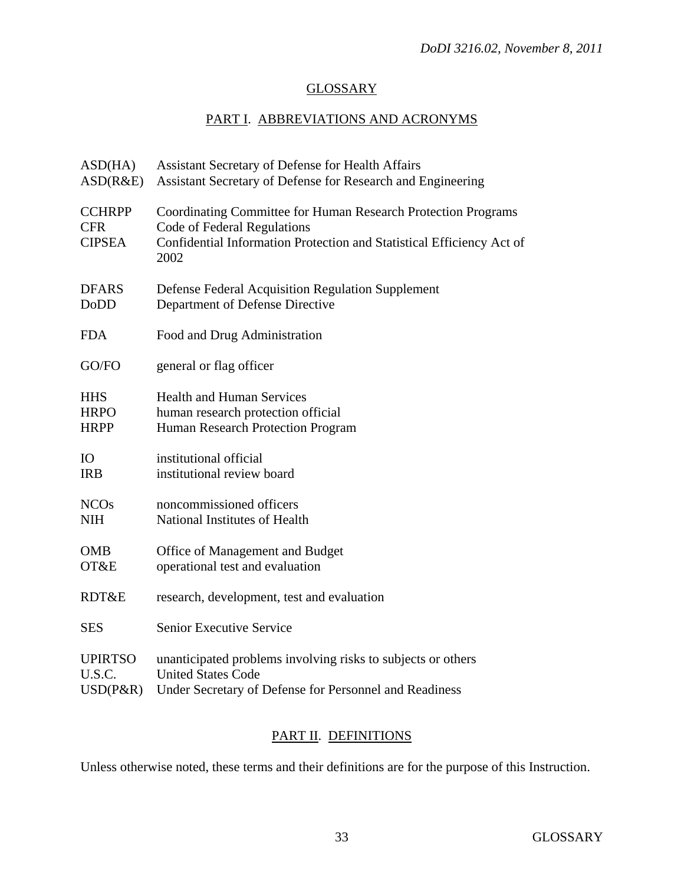## GLOSSARY

### PART I. ABBREVIATIONS AND ACRONYMS

| | |
|---|---|
| ASD(HA) | Assistant Secretary of Defense for Health Affairs |
| ASD(R&E) | Assistant Secretary of Defense for Research and Engineering |
| CCHRPP | Coordinating Committee for Human Research Protection Programs |
| CFR | Code of Federal Regulations |
| CIPSEA | Confidential Information Protection and Statistical Efficiency Act of 2002 |
| DFARS | Defense Federal Acquisition Regulation Supplement |
| DoDD | Department of Defense Directive |
| FDA | Food and Drug Administration |
| GO/FO | general or flag officer |
| HHS | Health and Human Services |
| HRPO | human research protection official |
| HRPP | Human Research Protection Program |
| IO | institutional official |
| IRB | institutional review board |
| NCOs | noncommissioned officers |
| NIH | National Institutes of Health |
| OMB | Office of Management and Budget |
| OT&E | operational test and evaluation |
| RDT&E | research, development, test and evaluation |
| SES | Senior Executive Service |
| UPIRTSO | unanticipated problems involving risks to subjects or others |
| U.S.C. | United States Code |
| USD(P&R) | Under Secretary of Defense for Personnel and Readiness |

### PART II. DEFINITIONS

Unless otherwise noted, these terms and their definitions are for the purpose of this Instruction.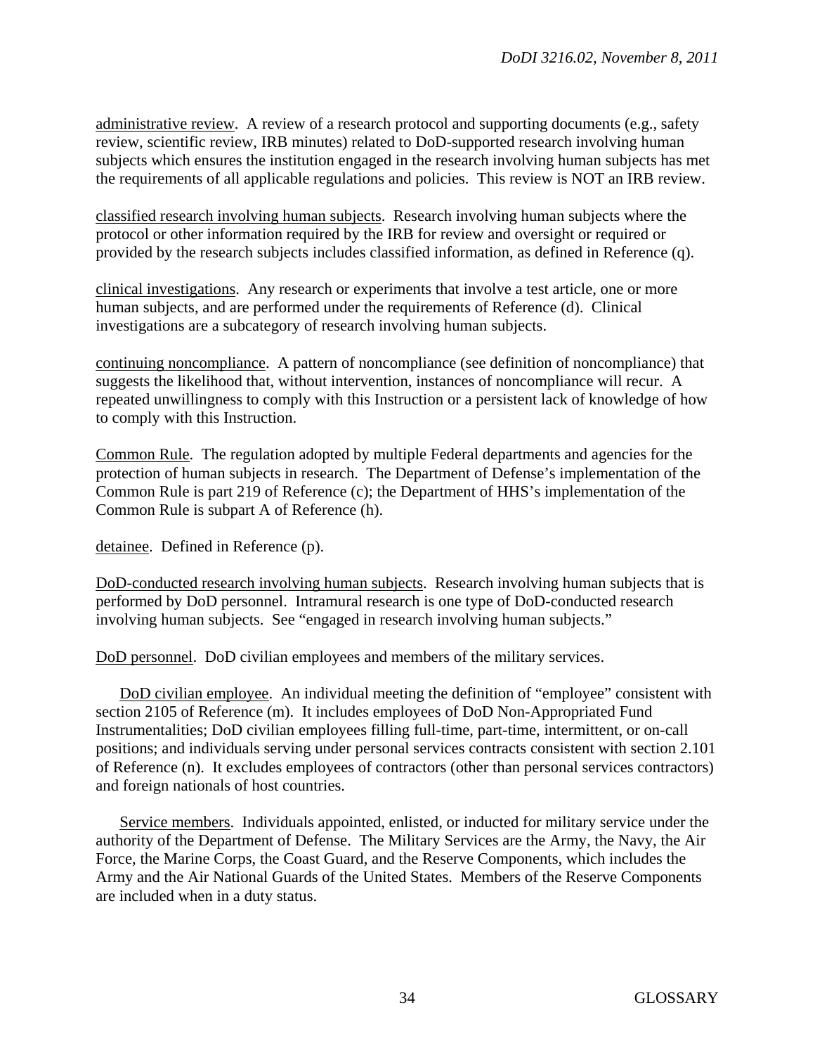<u>administrative review</u>. A review of a research protocol and supporting documents (e.g., safety review, scientific review, IRB minutes) related to DoD-supported research involving human subjects which ensures the institution engaged in the research involving human subjects has met the requirements of all applicable regulations and policies. This review is NOT an IRB review.

<u>classified research involving human subjects</u>. Research involving human subjects where the protocol or other information required by the IRB for review and oversight or required or provided by the research subjects includes classified information, as defined in Reference (q).

<u>clinical investigations</u>. Any research or experiments that involve a test article, one or more human subjects, and are performed under the requirements of Reference (d). Clinical investigations are a subcategory of research involving human subjects.

<u>continuing noncompliance</u>. A pattern of noncompliance (see definition of noncompliance) that suggests the likelihood that, without intervention, instances of noncompliance will recur. A repeated unwillingness to comply with this Instruction or a persistent lack of knowledge of how to comply with this Instruction.

<u>Common Rule</u>. The regulation adopted by multiple Federal departments and agencies for the protection of human subjects in research. The Department of Defense's implementation of the Common Rule is part 219 of Reference (c); the Department of HHS's implementation of the Common Rule is subpart A of Reference (h).

<u>detainee</u>. Defined in Reference (p).

<u>DoD-conducted research involving human subjects</u>. Research involving human subjects that is performed by DoD personnel. Intramural research is one type of DoD-conducted research involving human subjects. See "engaged in research involving human subjects."

<u>DoD personnel</u>. DoD civilian employees and members of the military services.

<u>DoD civilian employee</u>. An individual meeting the definition of "employee" consistent with section 2105 of Reference (m). It includes employees of DoD Non-Appropriated Fund Instrumentalities; DoD civilian employees filling full-time, part-time, intermittent, or on-call positions; and individuals serving under personal services contracts consistent with section 2.101 of Reference (n). It excludes employees of contractors (other than personal services contractors) and foreign nationals of host countries.

<u>Service members</u>. Individuals appointed, enlisted, or inducted for military service under the authority of the Department of Defense. The Military Services are the Army, the Navy, the Air Force, the Marine Corps, the Coast Guard, and the Reserve Components, which includes the Army and the Air National Guards of the United States. Members of the Reserve Components are included when in a duty status.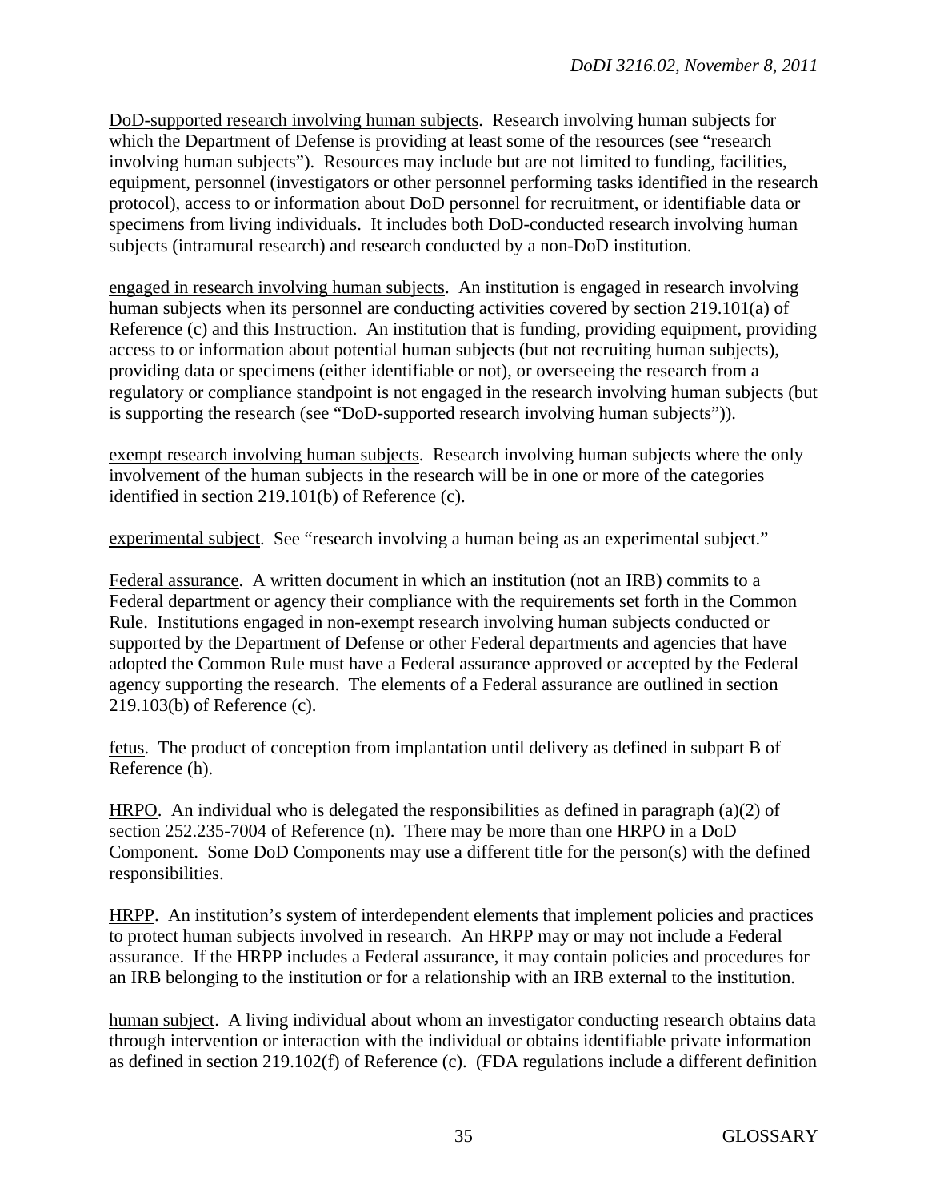<u>DoD-supported research involving human subjects</u>. Research involving human subjects for which the Department of Defense is providing at least some of the resources (see "research involving human subjects"). Resources may include but are not limited to funding, facilities, equipment, personnel (investigators or other personnel performing tasks identified in the research protocol), access to or information about DoD personnel for recruitment, or identifiable data or specimens from living individuals. It includes both DoD-conducted research involving human subjects (intramural research) and research conducted by a non-DoD institution.

<u>engaged in research involving human subjects</u>. An institution is engaged in research involving human subjects when its personnel are conducting activities covered by section 219.101(a) of Reference (c) and this Instruction. An institution that is funding, providing equipment, providing access to or information about potential human subjects (but not recruiting human subjects), providing data or specimens (either identifiable or not), or overseeing the research from a regulatory or compliance standpoint is not engaged in the research involving human subjects (but is supporting the research (see "DoD-supported research involving human subjects")).

<u>exempt research involving human subjects</u>. Research involving human subjects where the only involvement of the human subjects in the research will be in one or more of the categories identified in section 219.101(b) of Reference (c).

<u>experimental subject</u>. See "research involving a human being as an experimental subject."

<u>Federal assurance</u>. A written document in which an institution (not an IRB) commits to a Federal department or agency their compliance with the requirements set forth in the Common Rule. Institutions engaged in non-exempt research involving human subjects conducted or supported by the Department of Defense or other Federal departments and agencies that have adopted the Common Rule must have a Federal assurance approved or accepted by the Federal agency supporting the research. The elements of a Federal assurance are outlined in section 219.103(b) of Reference (c).

<u>fetus</u>. The product of conception from implantation until delivery as defined in subpart B of Reference (h).

<u>HRPO</u>. An individual who is delegated the responsibilities as defined in paragraph (a)(2) of section 252.235-7004 of Reference (n). There may be more than one HRPO in a DoD Component. Some DoD Components may use a different title for the person(s) with the defined responsibilities.

<u>HRPP</u>. An institution's system of interdependent elements that implement policies and practices to protect human subjects involved in research. An HRPP may or may not include a Federal assurance. If the HRPP includes a Federal assurance, it may contain policies and procedures for an IRB belonging to the institution or for a relationship with an IRB external to the institution.

<u>human subject</u>. A living individual about whom an investigator conducting research obtains data through intervention or interaction with the individual or obtains identifiable private information as defined in section 219.102(f) of Reference (c). (FDA regulations include a different definition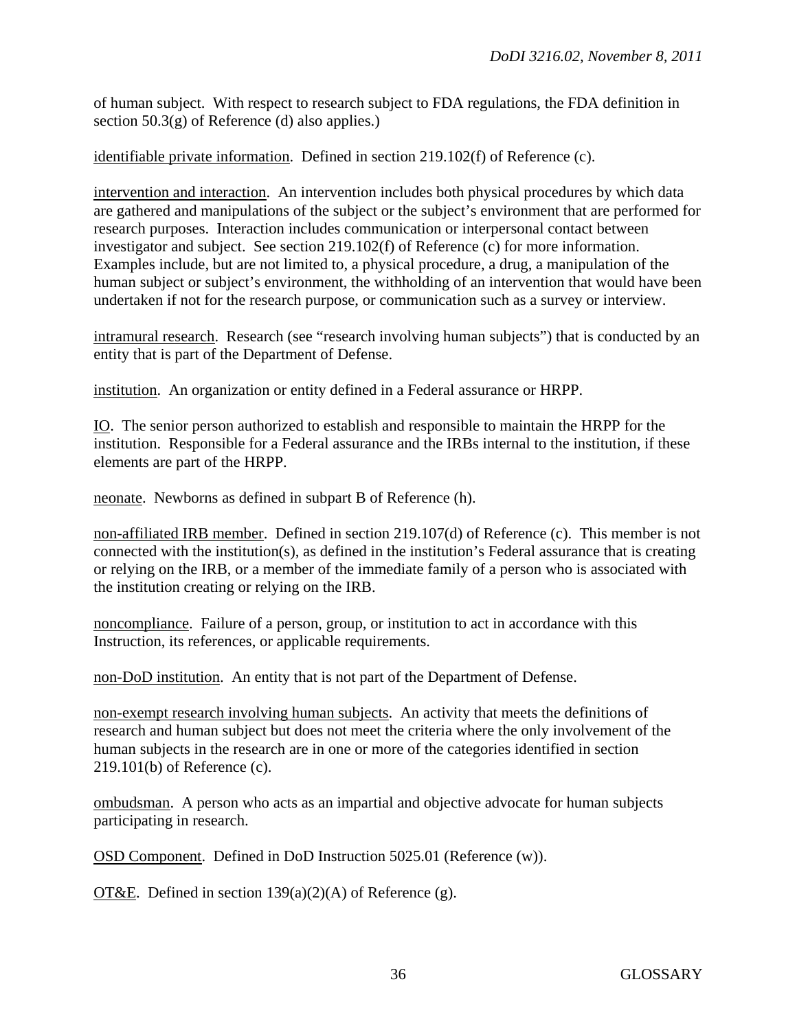of human subject. With respect to research subject to FDA regulations, the FDA definition in section 50.3(g) of Reference (d) also applies.)

identifiable private information. Defined in section 219.102(f) of Reference (c).

intervention and interaction. An intervention includes both physical procedures by which data are gathered and manipulations of the subject or the subject's environment that are performed for research purposes. Interaction includes communication or interpersonal contact between investigator and subject. See section 219.102(f) of Reference (c) for more information. Examples include, but are not limited to, a physical procedure, a drug, a manipulation of the human subject or subject's environment, the withholding of an intervention that would have been undertaken if not for the research purpose, or communication such as a survey or interview.

intramural research. Research (see "research involving human subjects") that is conducted by an entity that is part of the Department of Defense.

institution. An organization or entity defined in a Federal assurance or HRPP.

IO. The senior person authorized to establish and responsible to maintain the HRPP for the institution. Responsible for a Federal assurance and the IRBs internal to the institution, if these elements are part of the HRPP.

neonate. Newborns as defined in subpart B of Reference (h).

non-affiliated IRB member. Defined in section 219.107(d) of Reference (c). This member is not connected with the institution(s), as defined in the institution's Federal assurance that is creating or relying on the IRB, or a member of the immediate family of a person who is associated with the institution creating or relying on the IRB.

noncompliance. Failure of a person, group, or institution to act in accordance with this Instruction, its references, or applicable requirements.

non-DoD institution. An entity that is not part of the Department of Defense.

non-exempt research involving human subjects. An activity that meets the definitions of research and human subject but does not meet the criteria where the only involvement of the human subjects in the research are in one or more of the categories identified in section 219.101(b) of Reference (c).

ombudsman. A person who acts as an impartial and objective advocate for human subjects participating in research.

OSD Component. Defined in DoD Instruction 5025.01 (Reference (w)).

OT&E. Defined in section 139(a)(2)(A) of Reference (g).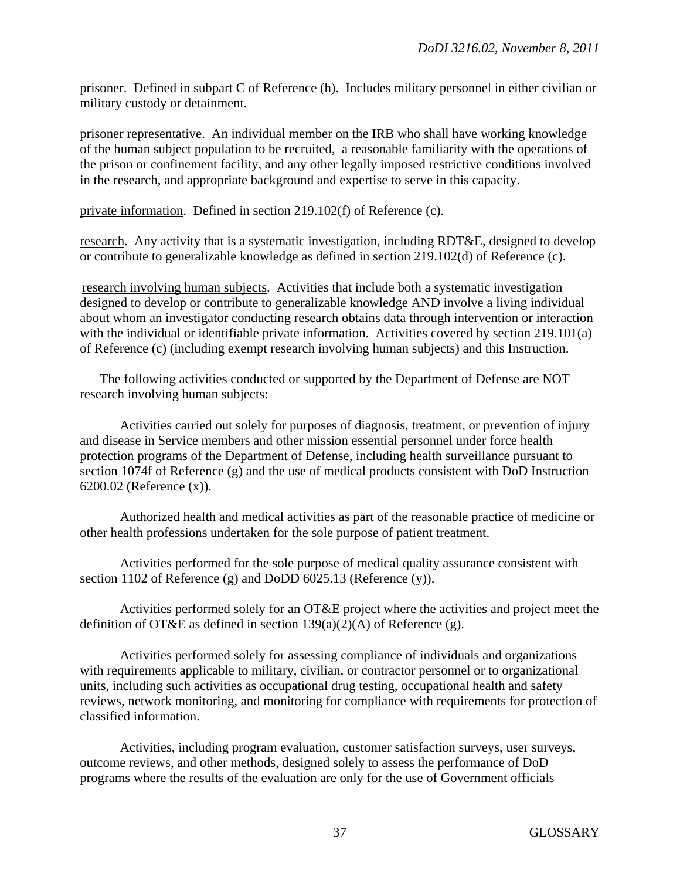<u>prisoner</u>. Defined in subpart C of Reference (h). Includes military personnel in either civilian or military custody or detainment.

<u>prisoner representative</u>. An individual member on the IRB who shall have working knowledge of the human subject population to be recruited, a reasonable familiarity with the operations of the prison or confinement facility, and any other legally imposed restrictive conditions involved in the research, and appropriate background and expertise to serve in this capacity.

<u>private information</u>. Defined in section 219.102(f) of Reference (c).

<u>research</u>. Any activity that is a systematic investigation, including RDT&E, designed to develop or contribute to generalizable knowledge as defined in section 219.102(d) of Reference (c).

<u>research involving human subjects</u>. Activities that include both a systematic investigation designed to develop or contribute to generalizable knowledge AND involve a living individual about whom an investigator conducting research obtains data through intervention or interaction with the individual or identifiable private information. Activities covered by section 219.101(a) of Reference (c) (including exempt research involving human subjects) and this Instruction.

The following activities conducted or supported by the Department of Defense are NOT research involving human subjects:

Activities carried out solely for purposes of diagnosis, treatment, or prevention of injury and disease in Service members and other mission essential personnel under force health protection programs of the Department of Defense, including health surveillance pursuant to section 1074f of Reference (g) and the use of medical products consistent with DoD Instruction 6200.02 (Reference (x)).

Authorized health and medical activities as part of the reasonable practice of medicine or other health professions undertaken for the sole purpose of patient treatment.

Activities performed for the sole purpose of medical quality assurance consistent with section 1102 of Reference (g) and DoDD 6025.13 (Reference (y)).

Activities performed solely for an OT&E project where the activities and project meet the definition of OT&E as defined in section 139(a)(2)(A) of Reference (g).

Activities performed solely for assessing compliance of individuals and organizations with requirements applicable to military, civilian, or contractor personnel or to organizational units, including such activities as occupational drug testing, occupational health and safety reviews, network monitoring, and monitoring for compliance with requirements for protection of classified information.

Activities, including program evaluation, customer satisfaction surveys, user surveys, outcome reviews, and other methods, designed solely to assess the performance of DoD programs where the results of the evaluation are only for the use of Government officials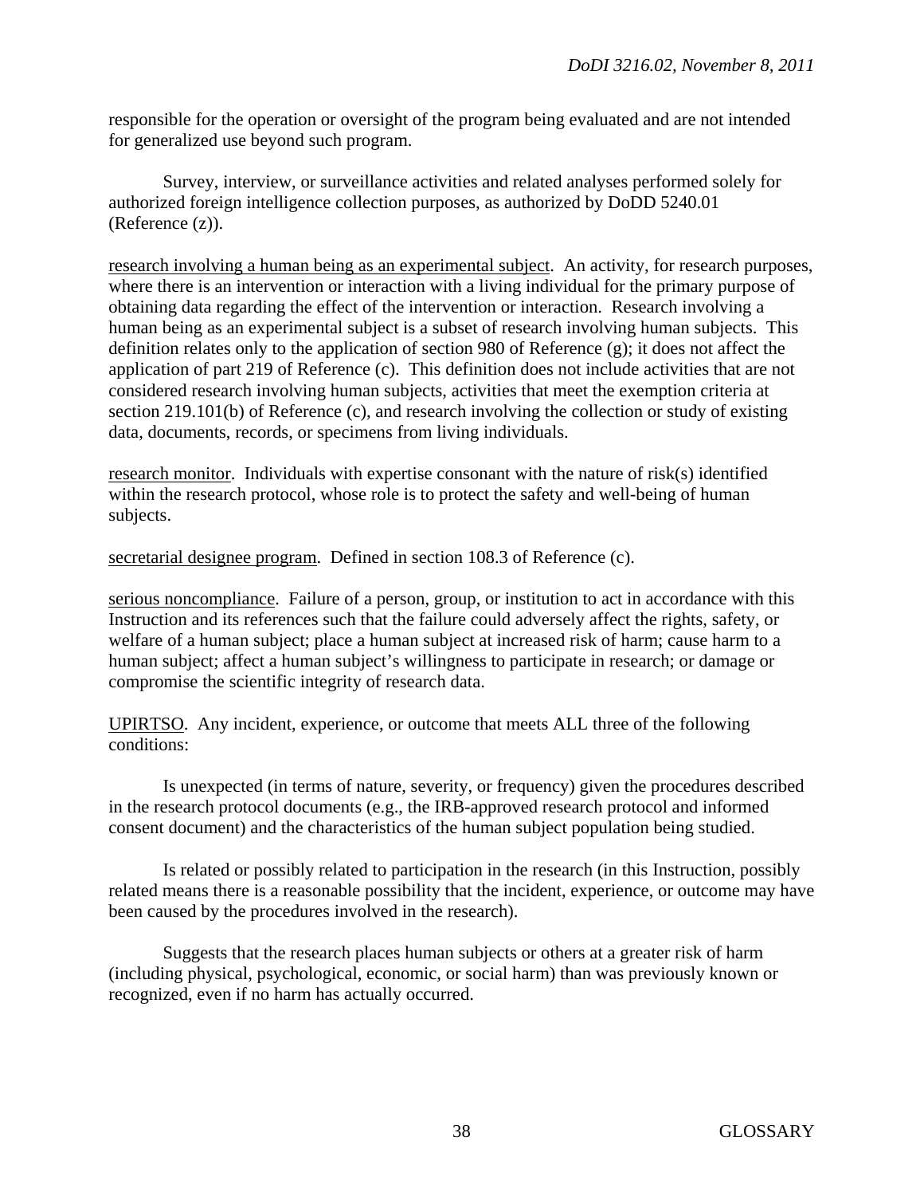responsible for the operation or oversight of the program being evaluated and are not intended for generalized use beyond such program.

Survey, interview, or surveillance activities and related analyses performed solely for authorized foreign intelligence collection purposes, as authorized by DoDD 5240.01 (Reference (z)).

research involving a human being as an experimental subject. An activity, for research purposes, where there is an intervention or interaction with a living individual for the primary purpose of obtaining data regarding the effect of the intervention or interaction. Research involving a human being as an experimental subject is a subset of research involving human subjects. This definition relates only to the application of section 980 of Reference (g); it does not affect the application of part 219 of Reference (c). This definition does not include activities that are not considered research involving human subjects, activities that meet the exemption criteria at section 219.101(b) of Reference (c), and research involving the collection or study of existing data, documents, records, or specimens from living individuals.

research monitor. Individuals with expertise consonant with the nature of risk(s) identified within the research protocol, whose role is to protect the safety and well-being of human subjects.

secretarial designee program. Defined in section 108.3 of Reference (c).

serious noncompliance. Failure of a person, group, or institution to act in accordance with this Instruction and its references such that the failure could adversely affect the rights, safety, or welfare of a human subject; place a human subject at increased risk of harm; cause harm to a human subject; affect a human subject's willingness to participate in research; or damage or compromise the scientific integrity of research data.

UPIRTSO. Any incident, experience, or outcome that meets ALL three of the following conditions:

Is unexpected (in terms of nature, severity, or frequency) given the procedures described in the research protocol documents (e.g., the IRB-approved research protocol and informed consent document) and the characteristics of the human subject population being studied.

Is related or possibly related to participation in the research (in this Instruction, possibly related means there is a reasonable possibility that the incident, experience, or outcome may have been caused by the procedures involved in the research).

Suggests that the research places human subjects or others at a greater risk of harm (including physical, psychological, economic, or social harm) than was previously known or recognized, even if no harm has actually occurred.